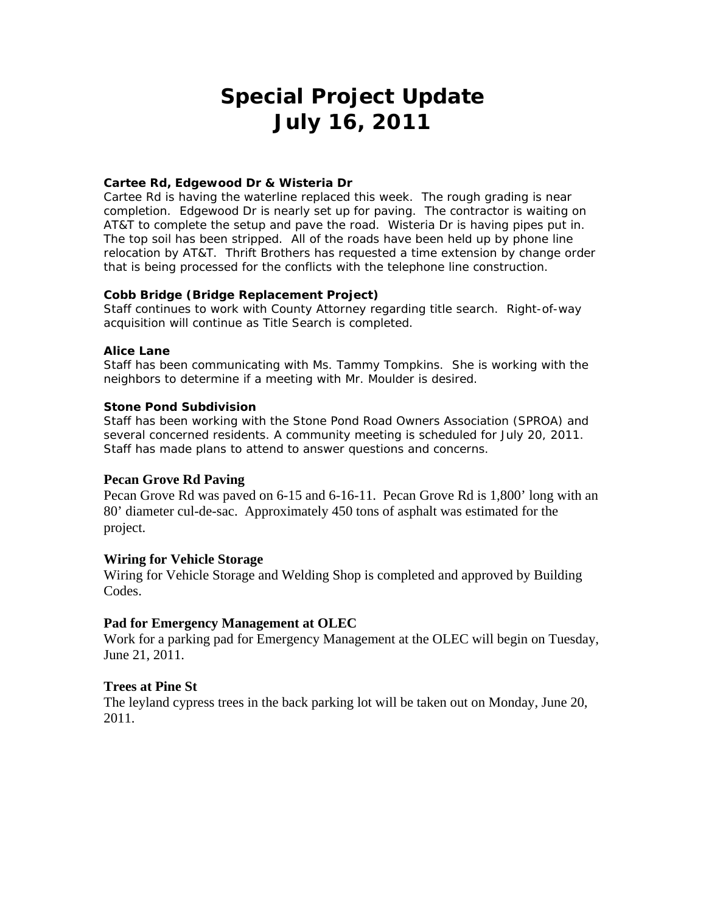# Special Project Update
# July 16, 2011

**Cartee Rd, Edgewood Dr & Wisteria Dr**

Cartee Rd is having the waterline replaced this week. The rough grading is near completion. Edgewood Dr is nearly set up for paving. The contractor is waiting on AT&T to complete the setup and pave the road. Wisteria Dr is having pipes put in. The top soil has been stripped. All of the roads have been held up by phone line relocation by AT&T. Thrift Brothers has requested a time extension by change order that is being processed for the conflicts with the telephone line construction.

**Cobb Bridge (Bridge Replacement Project)**

Staff continues to work with County Attorney regarding title search. Right-of-way acquisition will continue as Title Search is completed.

**Alice Lane**

Staff has been communicating with Ms. Tammy Tompkins. She is working with the neighbors to determine if a meeting with Mr. Moulder is desired.

**Stone Pond Subdivision**

Staff has been working with the Stone Pond Road Owners Association (SPROA) and several concerned residents. A community meeting is scheduled for July 20, 2011. Staff has made plans to attend to answer questions and concerns.

**Pecan Grove Rd Paving**

Pecan Grove Rd was paved on 6-15 and 6-16-11. Pecan Grove Rd is 1,800' long with an 80' diameter cul-de-sac. Approximately 450 tons of asphalt was estimated for the project.

**Wiring for Vehicle Storage**

Wiring for Vehicle Storage and Welding Shop is completed and approved by Building Codes.

**Pad for Emergency Management at OLEC**

Work for a parking pad for Emergency Management at the OLEC will begin on Tuesday, June 21, 2011.

**Trees at Pine St**

The leyland cypress trees in the back parking lot will be taken out on Monday, June 20, 2011.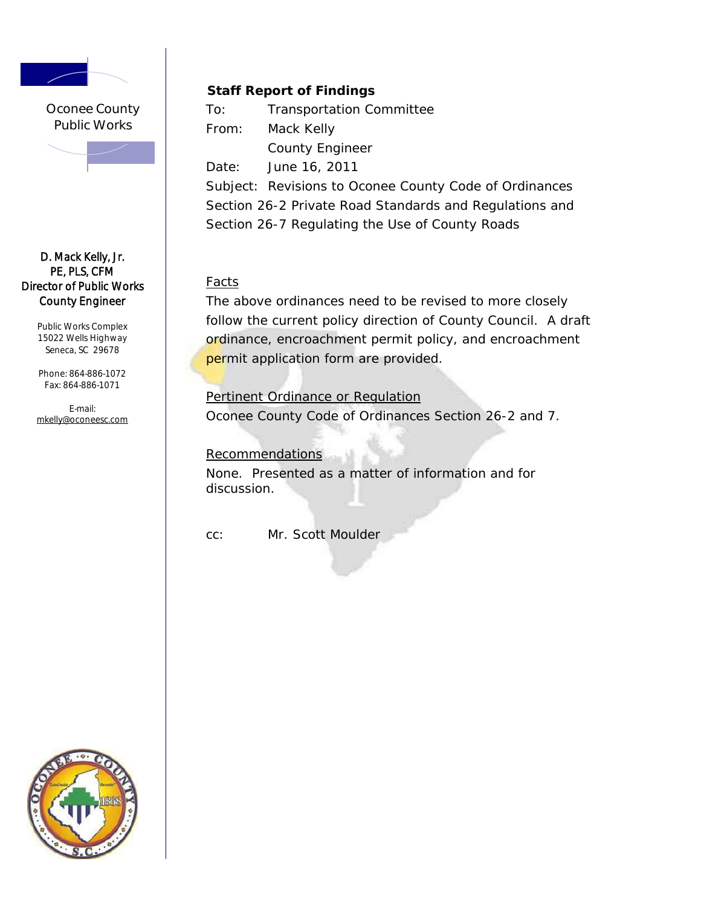Oconee County
Public Works

D. Mack Kelly, Jr.
PE, PLS, CFM
Director of Public Works
County Engineer

Public Works Complex
15022 Wells Highway
Seneca, SC 29678

Phone: 864-886-1072
Fax: 864-886-1071

E-mail:
mkelly@oconeesc.com

**Staff Report of Findings**

To: Transportation Committee

From: Mack Kelly
County Engineer

Date: June 16, 2011

Subject: Revisions to Oconee County Code of Ordinances Section 26-2 Private Road Standards and Regulations and Section 26-7 Regulating the Use of County Roads

Facts

The above ordinances need to be revised to more closely follow the current policy direction of County Council. A draft ordinance, encroachment permit policy, and encroachment permit application form are provided.

Pertinent Ordinance or Regulation

Oconee County Code of Ordinances Section 26-2 and 7.

Recommendations

None. Presented as a matter of information and for discussion.

cc: Mr. Scott Moulder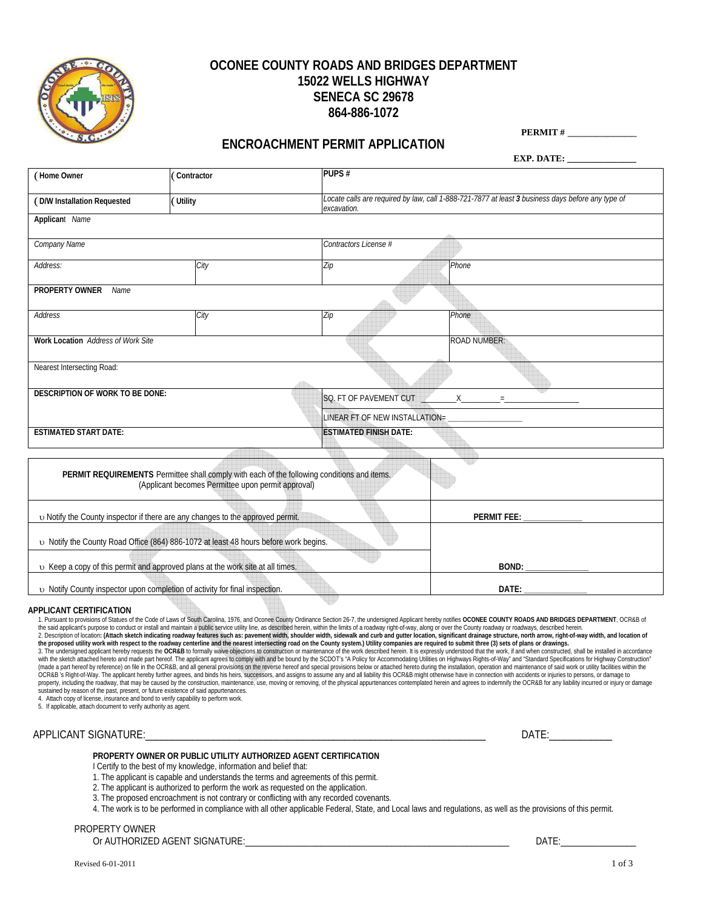# OCONEE COUNTY ROADS AND BRIDGES DEPARTMENT
## 15022 WELLS HIGHWAY
## SENECA SC 29678
## 864-886-1072

**PERMIT # _______________**

## ENCROACHMENT PERMIT APPLICATION

**EXP. DATE: _______________**

| | | | |
|---|---|---|---|
| ( **Home Owner** | ( **Contractor** | **PUPS #** | |
| ( **D/W Installation Requested** | ( **Utility** | *Locate calls are required by law, call 1-888-721-7877 at least **3** business days before any type of excavation.* | |
| **Applicant** *Name* | | | |
| *Company Name* | | *Contractors License #* | |
| *Address:* | *City* | *Zip* | *Phone* |
| **PROPERTY OWNER** *Name* | | | |
| *Address* | *City* | *Zip* | *Phone* |
| **Work Location** *Address of Work Site* | | | ROAD NUMBER: |
| Nearest Intersecting Road: | | | |
| **DESCRIPTION OF WORK TO BE DONE:** | | SQ. FT OF PAVEMENT CUT ________X_________=__________________ | |
| | | LINEAR FT OF NEW INSTALLATION= __________________ | |
| **ESTIMATED START DATE:** | | **ESTIMATED FINISH DATE:** | |

| **PERMIT REQUIREMENTS** Permittee shall comply with each of the following conditions and items. (Applicant becomes Permittee upon permit approval) | |
|---|---|
| υ Notify the County inspector if there are any changes to the approved permit. | **PERMIT FEE:** ______________ |
| υ Notify the County Road Office (864) 886-1072 at least 48 hours before work begins. | |
| υ Keep a copy of this permit and approved plans at the work site at all times. | **BOND:** ______________ |
| υ Notify County inspector upon completion of activity for final inspection. | **DATE:** ______________ |

### APPLICANT CERTIFICATION

1. Pursuant to provisions of Statues of the Code of Laws of South Carolina, 1976, and Oconee County Ordinance Section 26-7, the undersigned Applicant hereby notifies **OCONEE COUNTY ROADS AND BRIDGES DEPARTMENT**, OCR&B of the said applicant's purpose to conduct or install and maintain a public service utility line, as described herein, within the limits of a roadway right-of-way, along or over the County roadway or roadways, described herein.
2. Description of location**: (Attach sketch indicating roadway features such as: pavement width, shoulder width, sidewalk and curb and gutter location, significant drainage structure, north arrow, right-of-way width, and location of the proposed utility work with respect to the roadway centerline and the nearest intersecting road on the County system.) Utility companies are required to submit three (3) sets of plans or drawings.**
3. The undersigned applicant hereby requests the **OCR&B** to formally waive objections to construction or maintenance of the work described herein. It is expressly understood that the work, if and when constructed, shall be installed in accordance with the sketch attached hereto and made part hereof. The applicant agrees to comply with and be bound by the SCDOT's "A Policy for Accommodating Utilities on Highways Rights-of-Way" and "Standard Specifications for Highway Construction" (made a part hereof by reference) on file in the OCR&B, and all general provisions on the reverse hereof and special provisions below or attached hereto during the installation, operation and maintenance of said work or utility facilities within the OCR&B 's Right-of-Way. The applicant hereby further agrees, and binds his heirs, successors, and assigns to assume any and all liability this OCR&B might otherwise have in connection with accidents or injuries to persons, or damage to property, including the roadway, that may be caused by the construction, maintenance, use, moving or removing, of the physical appurtenances contemplated herein and agrees to indemnify the OCR&B for any liability incurred or injury or damage sustained by reason of the past, present, or future existence of said appurtenances.
4. Attach copy of license, insurance and bond to verify capability to perform work.
5. If applicable, attach document to verify authority as agent.

APPLICANT SIGNATURE:_______________________________________________________________________ DATE:____________

**PROPERTY OWNER OR PUBLIC UTILITY AUTHORIZED AGENT CERTIFICATION**

I Certify to the best of my knowledge, information and belief that:

1. The applicant is capable and understands the terms and agreements of this permit.
2. The applicant is authorized to perform the work as requested on the application.
3. The proposed encroachment is not contrary or conflicting with any recorded covenants.
4. The work is to be performed in compliance with all other applicable Federal, State, and Local laws and regulations, as well as the provisions of this permit.

PROPERTY OWNER
Or AUTHORIZED AGENT SIGNATURE:___________________________________________________________ DATE:________________

Revised 6-01-2011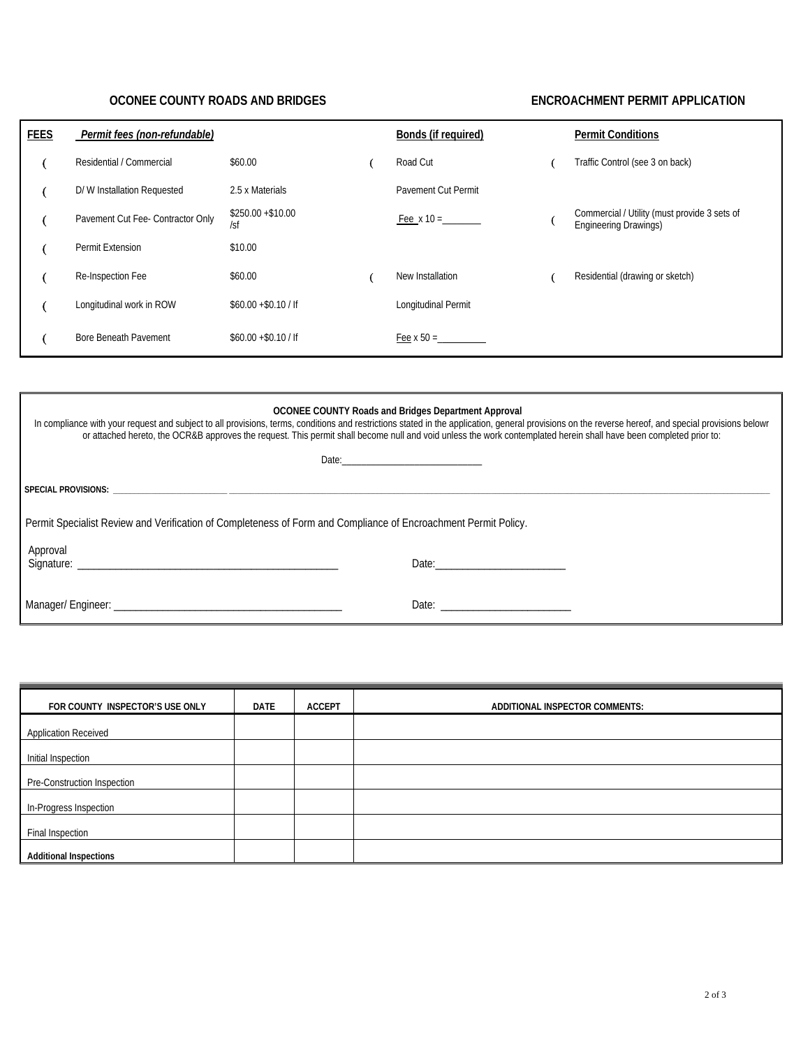**OCONEE COUNTY ROADS AND BRIDGES** **ENCROACHMENT PERMIT APPLICATION**

| **FEES** | ***Permit fees (non-refundable)*** | | | **Bonds (if required)** | | **Permit Conditions** |
|---|---|---|---|---|---|---|
| ( | Residential / Commercial | $60.00 | ( | Road Cut | ( | Traffic Control (see 3 on back) |
| ( | D/ W Installation Requested | 2.5 x Materials | | Pavement Cut Permit | | |
| ( | Pavement Cut Fee- Contractor Only | $250.00 +$10.00 /sf | | Fee x 10 =________ | ( | Commercial / Utility (must provide 3 sets of Engineering Drawings) |
| ( | Permit Extension | $10.00 | | | | |
| ( | Re-Inspection Fee | $60.00 | ( | New Installation | ( | Residential (drawing or sketch) |
| ( | Longitudinal work in ROW | $60.00 +$0.10 / lf | | Longitudinal Permit | | |
| ( | Bore Beneath Pavement | $60.00 +$0.10 / lf | | Fee x 50 =__________ | | |

**OCONEE COUNTY Roads and Bridges Department Approval**

In compliance with your request and subject to all provisions, terms, conditions and restrictions stated in the application, general provisions on the reverse hereof, and special provisions belowr or attached hereto, the OCR&B approves the request. This permit shall become null and void unless the work contemplated herein shall have been completed prior to:

Date:____________________________

**SPECIAL PROVISIONS:** ____________________________________________________________

Permit Specialist Review and Verification of Completeness of Form and Compliance of Encroachment Permit Policy.

Approval Signature: __________________________________________________ Date:________________________

Manager/ Engineer: __________________________________________ Date: ________________________

| FOR COUNTY INSPECTOR'S USE ONLY | DATE | ACCEPT | ADDITIONAL INSPECTOR COMMENTS: |
|---|---|---|---|
| Application Received | | | |
| Initial Inspection | | | |
| Pre-Construction Inspection | | | |
| In-Progress Inspection | | | |
| Final Inspection | | | |
| **Additional Inspections** | | | |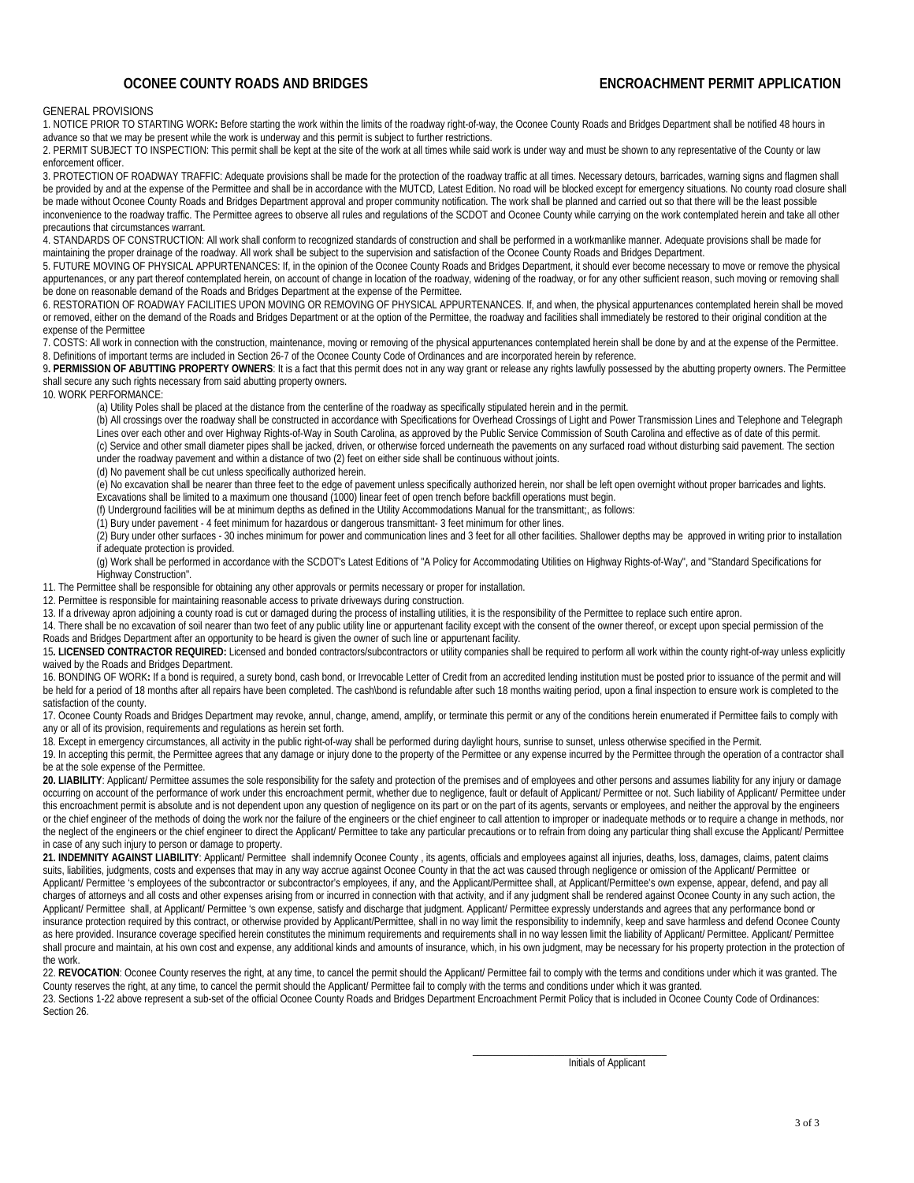**OCONEE COUNTY ROADS AND BRIDGES** **ENCROACHMENT PERMIT APPLICATION**

GENERAL PROVISIONS

1. NOTICE PRIOR TO STARTING WORK**:** Before starting the work within the limits of the roadway right-of-way, the Oconee County Roads and Bridges Department shall be notified 48 hours in advance so that we may be present while the work is underway and this permit is subject to further restrictions.

2. PERMIT SUBJECT TO INSPECTION: This permit shall be kept at the site of the work at all times while said work is under way and must be shown to any representative of the County or law enforcement officer.

3. PROTECTION OF ROADWAY TRAFFIC: Adequate provisions shall be made for the protection of the roadway traffic at all times. Necessary detours, barricades, warning signs and flagmen shall be provided by and at the expense of the Permittee and shall be in accordance with the MUTCD, Latest Edition. No road will be blocked except for emergency situations. No county road closure shall be made without Oconee County Roads and Bridges Department approval and proper community notification. The work shall be planned and carried out so that there will be the least possible inconvenience to the roadway traffic. The Permittee agrees to observe all rules and regulations of the SCDOT and Oconee County while carrying on the work contemplated herein and take all other precautions that circumstances warrant.

4. STANDARDS OF CONSTRUCTION: All work shall conform to recognized standards of construction and shall be performed in a workmanlike manner. Adequate provisions shall be made for maintaining the proper drainage of the roadway. All work shall be subject to the supervision and satisfaction of the Oconee County Roads and Bridges Department.

5. FUTURE MOVING OF PHYSICAL APPURTENANCES: If, in the opinion of the Oconee County Roads and Bridges Department, it should ever become necessary to move or remove the physical appurtenances, or any part thereof contemplated herein, on account of change in location of the roadway, widening of the roadway, or for any other sufficient reason, such moving or removing shall be done on reasonable demand of the Roads and Bridges Department at the expense of the Permittee.

6. RESTORATION OF ROADWAY FACILITIES UPON MOVING OR REMOVING OF PHYSICAL APPURTENANCES. If, and when, the physical appurtenances contemplated herein shall be moved or removed, either on the demand of the Roads and Bridges Department or at the option of the Permittee, the roadway and facilities shall immediately be restored to their original condition at the expense of the Permittee

7. COSTS: All work in connection with the construction, maintenance, moving or removing of the physical appurtenances contemplated herein shall be done by and at the expense of the Permittee.

8. Definitions of important terms are included in Section 26-7 of the Oconee County Code of Ordinances and are incorporated herein by reference.

9**. PERMISSION OF ABUTTING PROPERTY OWNERS**: It is a fact that this permit does not in any way grant or release any rights lawfully possessed by the abutting property owners. The Permittee shall secure any such rights necessary from said abutting property owners.

10. WORK PERFORMANCE:

(a) Utility Poles shall be placed at the distance from the centerline of the roadway as specifically stipulated herein and in the permit.

(b) All crossings over the roadway shall be constructed in accordance with Specifications for Overhead Crossings of Light and Power Transmission Lines and Telephone and Telegraph Lines over each other and over Highway Rights-of-Way in South Carolina, as approved by the Public Service Commission of South Carolina and effective as of date of this permit.

(c) Service and other small diameter pipes shall be jacked, driven, or otherwise forced underneath the pavements on any surfaced road without disturbing said pavement. The section under the roadway pavement and within a distance of two (2) feet on either side shall be continuous without joints.

(d) No pavement shall be cut unless specifically authorized herein.

(e) No excavation shall be nearer than three feet to the edge of pavement unless specifically authorized herein, nor shall be left open overnight without proper barricades and lights. Excavations shall be limited to a maximum one thousand (1000) linear feet of open trench before backfill operations must begin.

(f) Underground facilities will be at minimum depths as defined in the Utility Accommodations Manual for the transmittant;, as follows:

(1) Bury under pavement - 4 feet minimum for hazardous or dangerous transmittant- 3 feet minimum for other lines.

(2) Bury under other surfaces - 30 inches minimum for power and communication lines and 3 feet for all other facilities. Shallower depths may be approved in writing prior to installation if adequate protection is provided.

(g) Work shall be performed in accordance with the SCDOT's Latest Editions of "A Policy for Accommodating Utilities on Highway Rights-of-Way", and "Standard Specifications for Highway Construction".

11. The Permittee shall be responsible for obtaining any other approvals or permits necessary or proper for installation.

12. Permittee is responsible for maintaining reasonable access to private driveways during construction.

13. If a driveway apron adjoining a county road is cut or damaged during the process of installing utilities, it is the responsibility of the Permittee to replace such entire apron.

14. There shall be no excavation of soil nearer than two feet of any public utility line or appurtenant facility except with the consent of the owner thereof, or except upon special permission of the Roads and Bridges Department after an opportunity to be heard is given the owner of such line or appurtenant facility.

15**. LICENSED CONTRACTOR REQUIRED:** Licensed and bonded contractors/subcontractors or utility companies shall be required to perform all work within the county right-of-way unless explicitly waived by the Roads and Bridges Department.

16. BONDING OF WORK**:** If a bond is required, a surety bond, cash bond, or Irrevocable Letter of Credit from an accredited lending institution must be posted prior to issuance of the permit and will be held for a period of 18 months after all repairs have been completed. The cash\bond is refundable after such 18 months waiting period, upon a final inspection to ensure work is completed to the satisfaction of the county.

17. Oconee County Roads and Bridges Department may revoke, annul, change, amend, amplify, or terminate this permit or any of the conditions herein enumerated if Permittee fails to comply with any or all of its provision, requirements and regulations as herein set forth.

18. Except in emergency circumstances, all activity in the public right-of-way shall be performed during daylight hours, sunrise to sunset, unless otherwise specified in the Permit.

19. In accepting this permit, the Permittee agrees that any damage or injury done to the property of the Permittee or any expense incurred by the Permittee through the operation of a contractor shall be at the sole expense of the Permittee.

**20. LIABILITY**: Applicant/ Permittee assumes the sole responsibility for the safety and protection of the premises and of employees and other persons and assumes liability for any injury or damage occurring on account of the performance of work under this encroachment permit, whether due to negligence, fault or default of Applicant/ Permittee or not. Such liability of Applicant/ Permittee under this encroachment permit is absolute and is not dependent upon any question of negligence on its part or on the part of its agents, servants or employees, and neither the approval by the engineers or the chief engineer of the methods of doing the work nor the failure of the engineers or the chief engineer to call attention to improper or inadequate methods or to require a change in methods, nor the neglect of the engineers or the chief engineer to direct the Applicant/ Permittee to take any particular precautions or to refrain from doing any particular thing shall excuse the Applicant/ Permittee in case of any such injury to person or damage to property.

**21. INDEMNITY AGAINST LIABILITY**: Applicant/ Permittee shall indemnify Oconee County , its agents, officials and employees against all injuries, deaths, loss, damages, claims, patent claims suits, liabilities, judgments, costs and expenses that may in any way accrue against Oconee County in that the act was caused through negligence or omission of the Applicant/ Permittee or Applicant/ Permittee 's employees of the subcontractor or subcontractor's employees, if any, and the Applicant/Permittee shall, at Applicant/Permittee's own expense, appear, defend, and pay all charges of attorneys and all costs and other expenses arising from or incurred in connection with that activity, and if any judgment shall be rendered against Oconee County in any such action, the Applicant/ Permittee shall, at Applicant/ Permittee 's own expense, satisfy and discharge that judgment. Applicant/ Permittee expressly understands and agrees that any performance bond or insurance protection required by this contract, or otherwise provided by Applicant/Permittee, shall in no way limit the responsibility to indemnify, keep and save harmless and defend Oconee County as here provided. Insurance coverage specified herein constitutes the minimum requirements and requirements shall in no way lessen limit the liability of Applicant/ Permittee. Applicant/ Permittee shall procure and maintain, at his own cost and expense, any additional kinds and amounts of insurance, which, in his own judgment, may be necessary for his property protection in the protection of the work.

22. **REVOCATION**: Oconee County reserves the right, at any time, to cancel the permit should the Applicant/ Permittee fail to comply with the terms and conditions under which it was granted. The County reserves the right, at any time, to cancel the permit should the Applicant/ Permittee fail to comply with the terms and conditions under which it was granted.

23. Sections 1-22 above represent a sub-set of the official Oconee County Roads and Bridges Department Encroachment Permit Policy that is included in Oconee County Code of Ordinances: Section 26.

\_\_\_\_\_\_\_\_\_\_\_\_\_\_\_\_\_\_\_\_\_\_\_\_\_\_\_\_\_\_
Initials of Applicant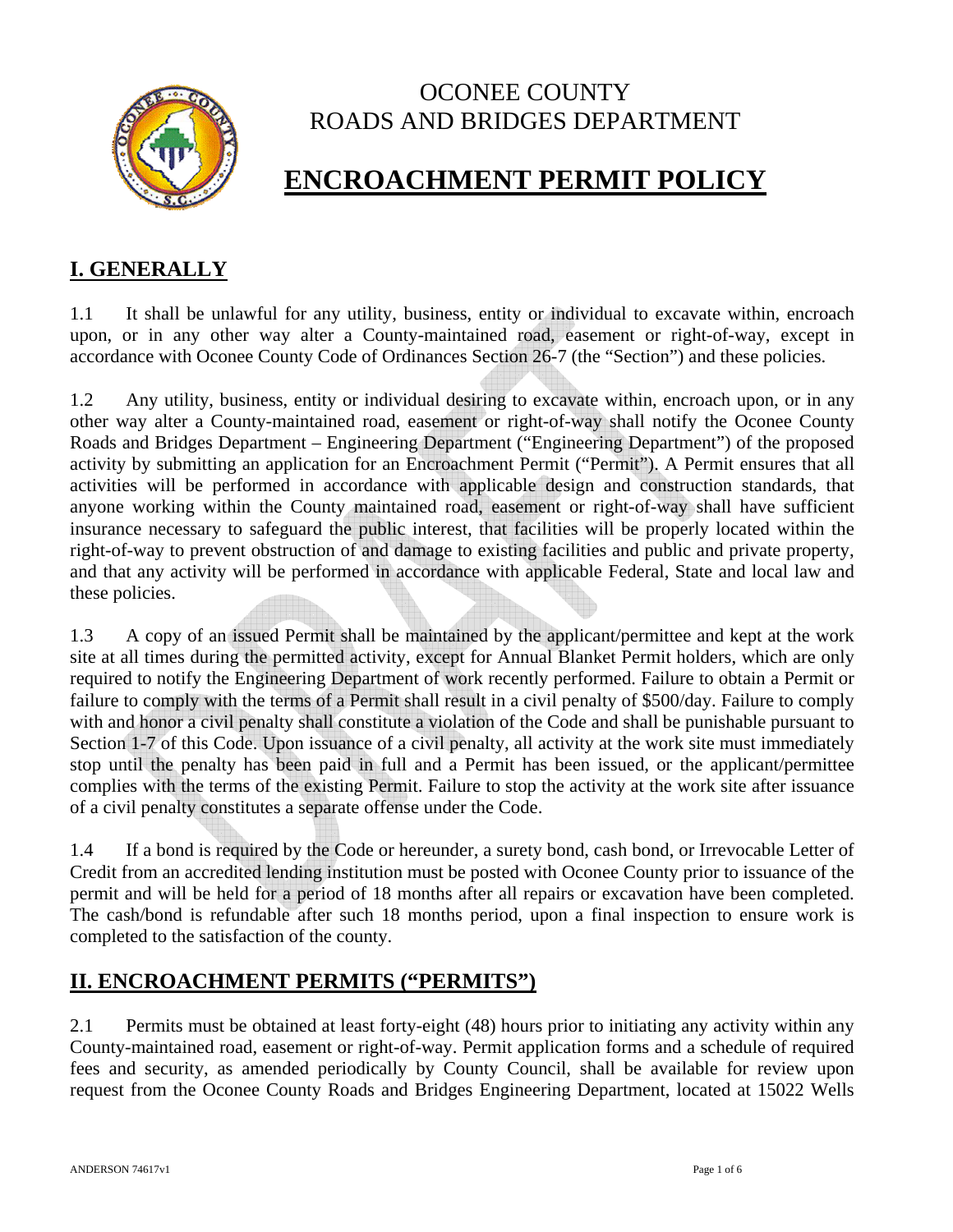# OCONEE COUNTY
# ROADS AND BRIDGES DEPARTMENT

# ENCROACHMENT PERMIT POLICY

## I. GENERALLY

1.1 It shall be unlawful for any utility, business, entity or individual to excavate within, encroach upon, or in any other way alter a County-maintained road, easement or right-of-way, except in accordance with Oconee County Code of Ordinances Section 26-7 (the "Section") and these policies.

1.2 Any utility, business, entity or individual desiring to excavate within, encroach upon, or in any other way alter a County-maintained road, easement or right-of-way shall notify the Oconee County Roads and Bridges Department – Engineering Department ("Engineering Department") of the proposed activity by submitting an application for an Encroachment Permit ("Permit"). A Permit ensures that all activities will be performed in accordance with applicable design and construction standards, that anyone working within the County maintained road, easement or right-of-way shall have sufficient insurance necessary to safeguard the public interest, that facilities will be properly located within the right-of-way to prevent obstruction of and damage to existing facilities and public and private property, and that any activity will be performed in accordance with applicable Federal, State and local law and these policies.

1.3 A copy of an issued Permit shall be maintained by the applicant/permittee and kept at the work site at all times during the permitted activity, except for Annual Blanket Permit holders, which are only required to notify the Engineering Department of work recently performed. Failure to obtain a Permit or failure to comply with the terms of a Permit shall result in a civil penalty of $500/day. Failure to comply with and honor a civil penalty shall constitute a violation of the Code and shall be punishable pursuant to Section 1-7 of this Code. Upon issuance of a civil penalty, all activity at the work site must immediately stop until the penalty has been paid in full and a Permit has been issued, or the applicant/permittee complies with the terms of the existing Permit. Failure to stop the activity at the work site after issuance of a civil penalty constitutes a separate offense under the Code.

1.4 If a bond is required by the Code or hereunder, a surety bond, cash bond, or Irrevocable Letter of Credit from an accredited lending institution must be posted with Oconee County prior to issuance of the permit and will be held for a period of 18 months after all repairs or excavation have been completed. The cash/bond is refundable after such 18 months period, upon a final inspection to ensure work is completed to the satisfaction of the county.

## II. ENCROACHMENT PERMITS ("PERMITS")

2.1 Permits must be obtained at least forty-eight (48) hours prior to initiating any activity within any County-maintained road, easement or right-of-way. Permit application forms and a schedule of required fees and security, as amended periodically by County Council, shall be available for review upon request from the Oconee County Roads and Bridges Engineering Department, located at 15022 Wells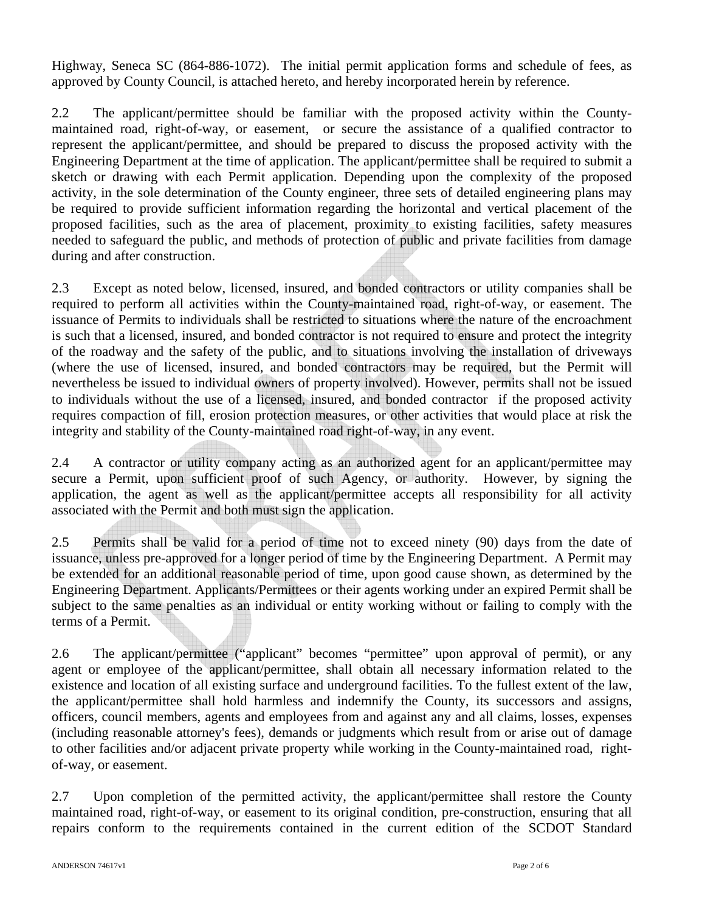Highway, Seneca SC (864-886-1072). The initial permit application forms and schedule of fees, as approved by County Council, is attached hereto, and hereby incorporated herein by reference.

2.2 The applicant/permittee should be familiar with the proposed activity within the County-maintained road, right-of-way, or easement, or secure the assistance of a qualified contractor to represent the applicant/permittee, and should be prepared to discuss the proposed activity with the Engineering Department at the time of application. The applicant/permittee shall be required to submit a sketch or drawing with each Permit application. Depending upon the complexity of the proposed activity, in the sole determination of the County engineer, three sets of detailed engineering plans may be required to provide sufficient information regarding the horizontal and vertical placement of the proposed facilities, such as the area of placement, proximity to existing facilities, safety measures needed to safeguard the public, and methods of protection of public and private facilities from damage during and after construction.

2.3 Except as noted below, licensed, insured, and bonded contractors or utility companies shall be required to perform all activities within the County-maintained road, right-of-way, or easement. The issuance of Permits to individuals shall be restricted to situations where the nature of the encroachment is such that a licensed, insured, and bonded contractor is not required to ensure and protect the integrity of the roadway and the safety of the public, and to situations involving the installation of driveways (where the use of licensed, insured, and bonded contractors may be required, but the Permit will nevertheless be issued to individual owners of property involved). However, permits shall not be issued to individuals without the use of a licensed, insured, and bonded contractor if the proposed activity requires compaction of fill, erosion protection measures, or other activities that would place at risk the integrity and stability of the County-maintained road right-of-way, in any event.

2.4 A contractor or utility company acting as an authorized agent for an applicant/permittee may secure a Permit, upon sufficient proof of such Agency, or authority. However, by signing the application, the agent as well as the applicant/permittee accepts all responsibility for all activity associated with the Permit and both must sign the application.

2.5 Permits shall be valid for a period of time not to exceed ninety (90) days from the date of issuance, unless pre-approved for a longer period of time by the Engineering Department. A Permit may be extended for an additional reasonable period of time, upon good cause shown, as determined by the Engineering Department. Applicants/Permittees or their agents working under an expired Permit shall be subject to the same penalties as an individual or entity working without or failing to comply with the terms of a Permit.

2.6 The applicant/permittee ("applicant" becomes "permittee" upon approval of permit), or any agent or employee of the applicant/permittee, shall obtain all necessary information related to the existence and location of all existing surface and underground facilities. To the fullest extent of the law, the applicant/permittee shall hold harmless and indemnify the County, its successors and assigns, officers, council members, agents and employees from and against any and all claims, losses, expenses (including reasonable attorney's fees), demands or judgments which result from or arise out of damage to other facilities and/or adjacent private property while working in the County-maintained road, right-of-way, or easement.

2.7 Upon completion of the permitted activity, the applicant/permittee shall restore the County maintained road, right-of-way, or easement to its original condition, pre-construction, ensuring that all repairs conform to the requirements contained in the current edition of the SCDOT Standard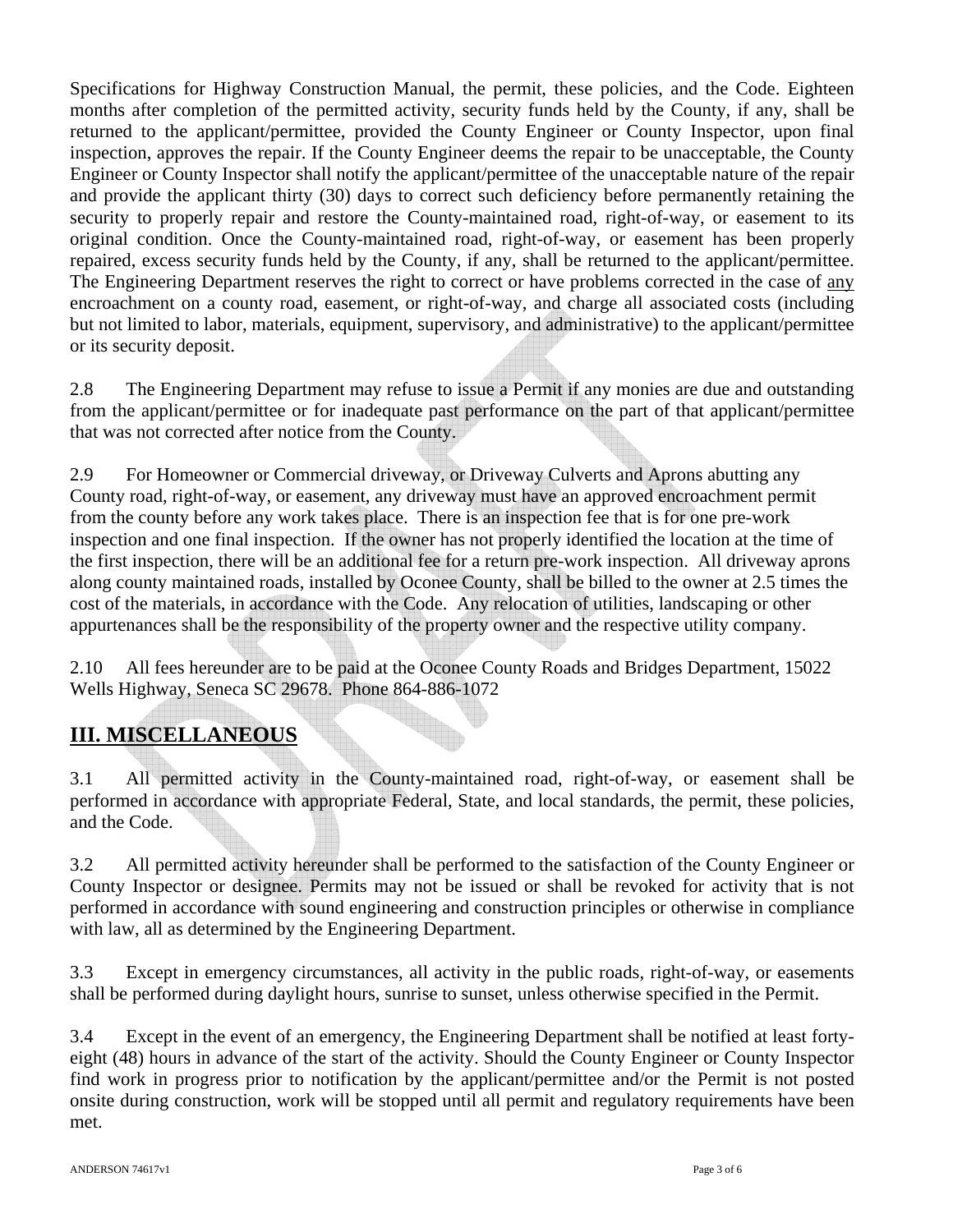Specifications for Highway Construction Manual, the permit, these policies, and the Code. Eighteen months after completion of the permitted activity, security funds held by the County, if any, shall be returned to the applicant/permittee, provided the County Engineer or County Inspector, upon final inspection, approves the repair. If the County Engineer deems the repair to be unacceptable, the County Engineer or County Inspector shall notify the applicant/permittee of the unacceptable nature of the repair and provide the applicant thirty (30) days to correct such deficiency before permanently retaining the security to properly repair and restore the County-maintained road, right-of-way, or easement to its original condition. Once the County-maintained road, right-of-way, or easement has been properly repaired, excess security funds held by the County, if any, shall be returned to the applicant/permittee. The Engineering Department reserves the right to correct or have problems corrected in the case of any encroachment on a county road, easement, or right-of-way, and charge all associated costs (including but not limited to labor, materials, equipment, supervisory, and administrative) to the applicant/permittee or its security deposit.

2.8 The Engineering Department may refuse to issue a Permit if any monies are due and outstanding from the applicant/permittee or for inadequate past performance on the part of that applicant/permittee that was not corrected after notice from the County.

2.9 For Homeowner or Commercial driveway, or Driveway Culverts and Aprons abutting any County road, right-of-way, or easement, any driveway must have an approved encroachment permit from the county before any work takes place. There is an inspection fee that is for one pre-work inspection and one final inspection. If the owner has not properly identified the location at the time of the first inspection, there will be an additional fee for a return pre-work inspection. All driveway aprons along county maintained roads, installed by Oconee County, shall be billed to the owner at 2.5 times the cost of the materials, in accordance with the Code. Any relocation of utilities, landscaping or other appurtenances shall be the responsibility of the property owner and the respective utility company.

2.10 All fees hereunder are to be paid at the Oconee County Roads and Bridges Department, 15022 Wells Highway, Seneca SC 29678. Phone 864-886-1072

## III. MISCELLANEOUS

3.1 All permitted activity in the County-maintained road, right-of-way, or easement shall be performed in accordance with appropriate Federal, State, and local standards, the permit, these policies, and the Code.

3.2 All permitted activity hereunder shall be performed to the satisfaction of the County Engineer or County Inspector or designee. Permits may not be issued or shall be revoked for activity that is not performed in accordance with sound engineering and construction principles or otherwise in compliance with law, all as determined by the Engineering Department.

3.3 Except in emergency circumstances, all activity in the public roads, right-of-way, or easements shall be performed during daylight hours, sunrise to sunset, unless otherwise specified in the Permit.

3.4 Except in the event of an emergency, the Engineering Department shall be notified at least forty-eight (48) hours in advance of the start of the activity. Should the County Engineer or County Inspector find work in progress prior to notification by the applicant/permittee and/or the Permit is not posted onsite during construction, work will be stopped until all permit and regulatory requirements have been met.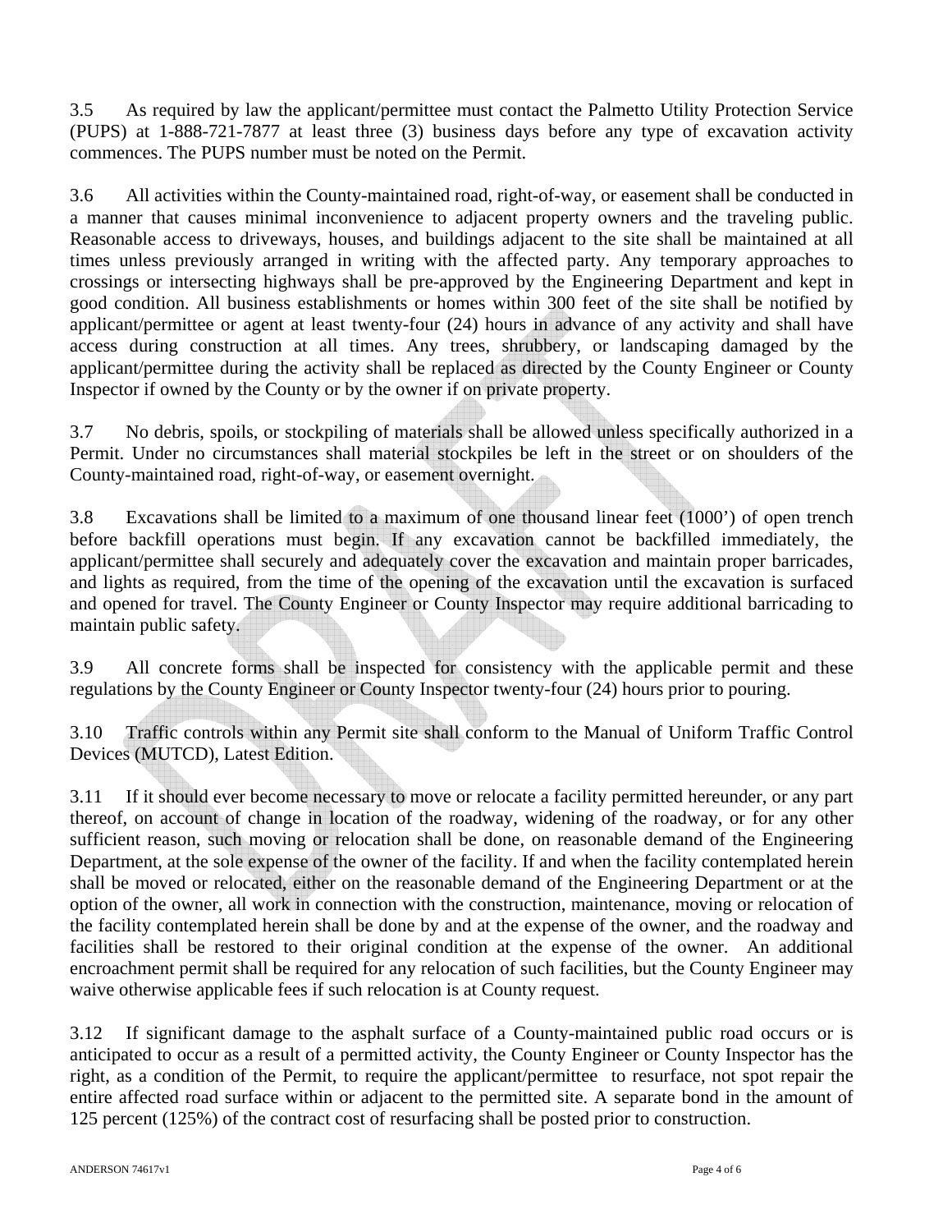3.5 As required by law the applicant/permittee must contact the Palmetto Utility Protection Service (PUPS) at 1-888-721-7877 at least three (3) business days before any type of excavation activity commences. The PUPS number must be noted on the Permit.

3.6 All activities within the County-maintained road, right-of-way, or easement shall be conducted in a manner that causes minimal inconvenience to adjacent property owners and the traveling public. Reasonable access to driveways, houses, and buildings adjacent to the site shall be maintained at all times unless previously arranged in writing with the affected party. Any temporary approaches to crossings or intersecting highways shall be pre-approved by the Engineering Department and kept in good condition. All business establishments or homes within 300 feet of the site shall be notified by applicant/permittee or agent at least twenty-four (24) hours in advance of any activity and shall have access during construction at all times. Any trees, shrubbery, or landscaping damaged by the applicant/permittee during the activity shall be replaced as directed by the County Engineer or County Inspector if owned by the County or by the owner if on private property.

3.7 No debris, spoils, or stockpiling of materials shall be allowed unless specifically authorized in a Permit. Under no circumstances shall material stockpiles be left in the street or on shoulders of the County-maintained road, right-of-way, or easement overnight.

3.8 Excavations shall be limited to a maximum of one thousand linear feet (1000') of open trench before backfill operations must begin. If any excavation cannot be backfilled immediately, the applicant/permittee shall securely and adequately cover the excavation and maintain proper barricades, and lights as required, from the time of the opening of the excavation until the excavation is surfaced and opened for travel. The County Engineer or County Inspector may require additional barricading to maintain public safety.

3.9 All concrete forms shall be inspected for consistency with the applicable permit and these regulations by the County Engineer or County Inspector twenty-four (24) hours prior to pouring.

3.10 Traffic controls within any Permit site shall conform to the Manual of Uniform Traffic Control Devices (MUTCD), Latest Edition.

3.11 If it should ever become necessary to move or relocate a facility permitted hereunder, or any part thereof, on account of change in location of the roadway, widening of the roadway, or for any other sufficient reason, such moving or relocation shall be done, on reasonable demand of the Engineering Department, at the sole expense of the owner of the facility. If and when the facility contemplated herein shall be moved or relocated, either on the reasonable demand of the Engineering Department or at the option of the owner, all work in connection with the construction, maintenance, moving or relocation of the facility contemplated herein shall be done by and at the expense of the owner, and the roadway and facilities shall be restored to their original condition at the expense of the owner. An additional encroachment permit shall be required for any relocation of such facilities, but the County Engineer may waive otherwise applicable fees if such relocation is at County request.

3.12 If significant damage to the asphalt surface of a County-maintained public road occurs or is anticipated to occur as a result of a permitted activity, the County Engineer or County Inspector has the right, as a condition of the Permit, to require the applicant/permittee to resurface, not spot repair the entire affected road surface within or adjacent to the permitted site. A separate bond in the amount of 125 percent (125%) of the contract cost of resurfacing shall be posted prior to construction.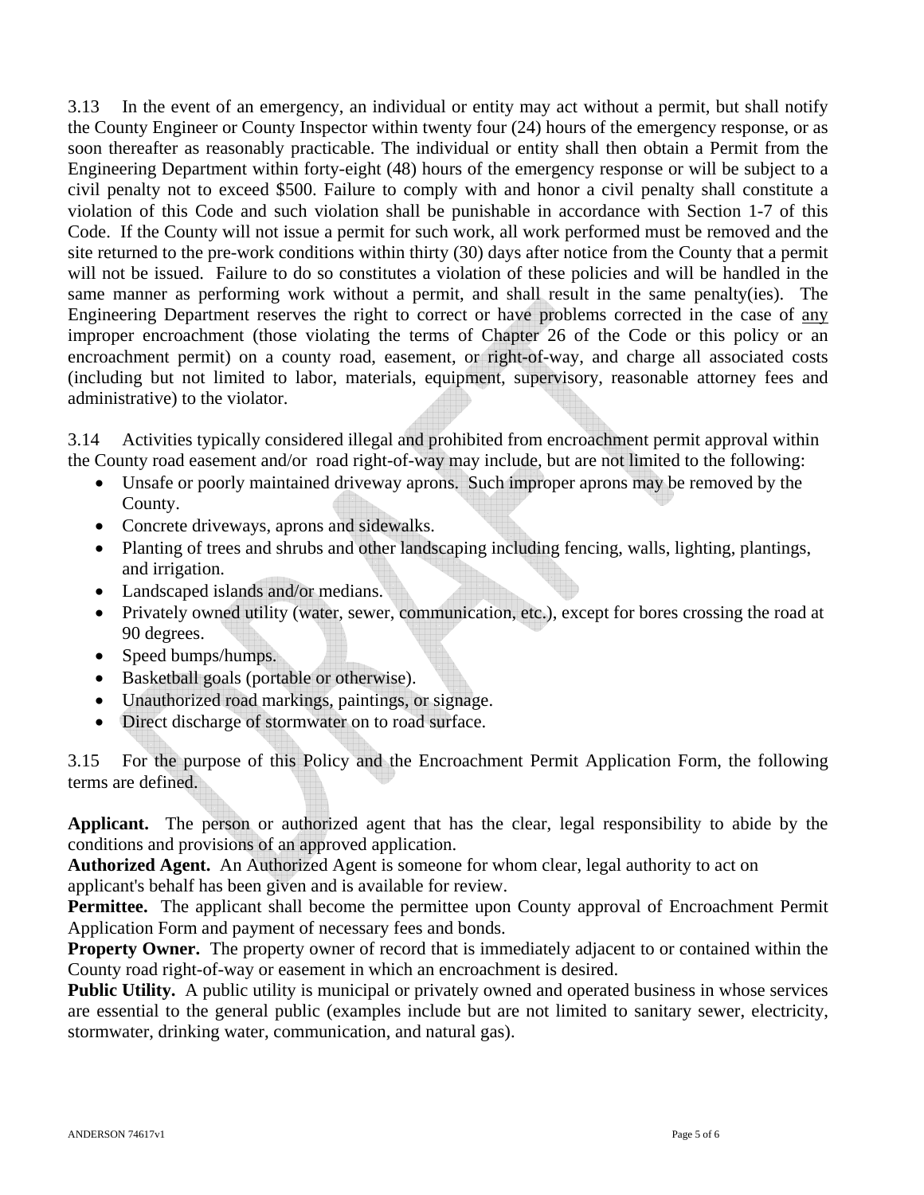3.13 In the event of an emergency, an individual or entity may act without a permit, but shall notify the County Engineer or County Inspector within twenty four (24) hours of the emergency response, or as soon thereafter as reasonably practicable. The individual or entity shall then obtain a Permit from the Engineering Department within forty-eight (48) hours of the emergency response or will be subject to a civil penalty not to exceed $500. Failure to comply with and honor a civil penalty shall constitute a violation of this Code and such violation shall be punishable in accordance with Section 1-7 of this Code. If the County will not issue a permit for such work, all work performed must be removed and the site returned to the pre-work conditions within thirty (30) days after notice from the County that a permit will not be issued. Failure to do so constitutes a violation of these policies and will be handled in the same manner as performing work without a permit, and shall result in the same penalty(ies). The Engineering Department reserves the right to correct or have problems corrected in the case of <u>any</u> improper encroachment (those violating the terms of Chapter 26 of the Code or this policy or an encroachment permit) on a county road, easement, or right-of-way, and charge all associated costs (including but not limited to labor, materials, equipment, supervisory, reasonable attorney fees and administrative) to the violator.

3.14 Activities typically considered illegal and prohibited from encroachment permit approval within the County road easement and/or road right-of-way may include, but are not limited to the following:

- Unsafe or poorly maintained driveway aprons. Such improper aprons may be removed by the County.
- Concrete driveways, aprons and sidewalks.
- Planting of trees and shrubs and other landscaping including fencing, walls, lighting, plantings, and irrigation.
- Landscaped islands and/or medians.
- Privately owned utility (water, sewer, communication, etc.), except for bores crossing the road at 90 degrees.
- Speed bumps/humps.
- Basketball goals (portable or otherwise).
- Unauthorized road markings, paintings, or signage.
- Direct discharge of stormwater on to road surface.

3.15 For the purpose of this Policy and the Encroachment Permit Application Form, the following terms are defined.

**Applicant.** The person or authorized agent that has the clear, legal responsibility to abide by the conditions and provisions of an approved application.

**Authorized Agent.** An Authorized Agent is someone for whom clear, legal authority to act on applicant's behalf has been given and is available for review.

**Permittee.** The applicant shall become the permittee upon County approval of Encroachment Permit Application Form and payment of necessary fees and bonds.

**Property Owner.** The property owner of record that is immediately adjacent to or contained within the County road right-of-way or easement in which an encroachment is desired.

**Public Utility.** A public utility is municipal or privately owned and operated business in whose services are essential to the general public (examples include but are not limited to sanitary sewer, electricity, stormwater, drinking water, communication, and natural gas).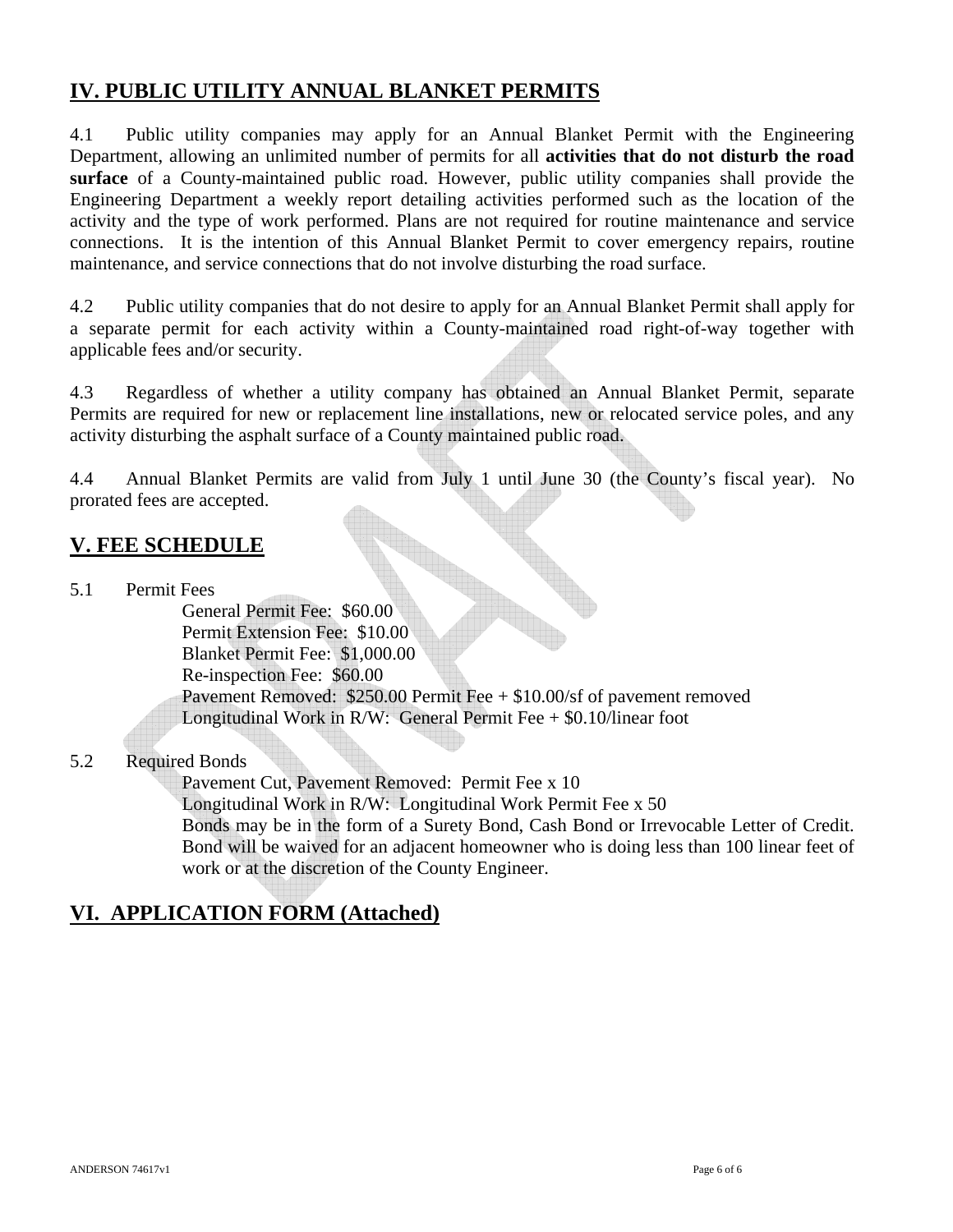## IV. PUBLIC UTILITY ANNUAL BLANKET PERMITS

4.1 Public utility companies may apply for an Annual Blanket Permit with the Engineering Department, allowing an unlimited number of permits for all **activities that do not disturb the road surface** of a County-maintained public road. However, public utility companies shall provide the Engineering Department a weekly report detailing activities performed such as the location of the activity and the type of work performed. Plans are not required for routine maintenance and service connections. It is the intention of this Annual Blanket Permit to cover emergency repairs, routine maintenance, and service connections that do not involve disturbing the road surface.

4.2 Public utility companies that do not desire to apply for an Annual Blanket Permit shall apply for a separate permit for each activity within a County-maintained road right-of-way together with applicable fees and/or security.

4.3 Regardless of whether a utility company has obtained an Annual Blanket Permit, separate Permits are required for new or replacement line installations, new or relocated service poles, and any activity disturbing the asphalt surface of a County maintained public road.

4.4 Annual Blanket Permits are valid from July 1 until June 30 (the County's fiscal year). No prorated fees are accepted.

## V. FEE SCHEDULE

5.1 Permit Fees

General Permit Fee: $60.00
Permit Extension Fee: $10.00
Blanket Permit Fee: $1,000.00
Re-inspection Fee: $60.00
Pavement Removed: $250.00 Permit Fee + $10.00/sf of pavement removed
Longitudinal Work in R/W: General Permit Fee + $0.10/linear foot

5.2 Required Bonds

Pavement Cut, Pavement Removed: Permit Fee x 10
Longitudinal Work in R/W: Longitudinal Work Permit Fee x 50
Bonds may be in the form of a Surety Bond, Cash Bond or Irrevocable Letter of Credit. Bond will be waived for an adjacent homeowner who is doing less than 100 linear feet of work or at the discretion of the County Engineer.

## VI. APPLICATION FORM (Attached)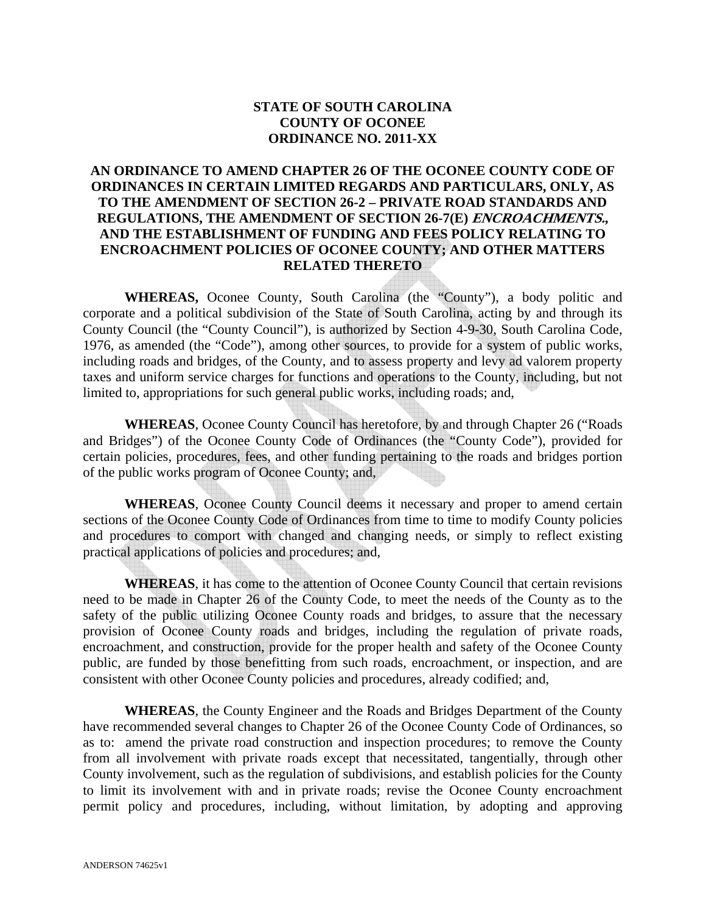**STATE OF SOUTH CAROLINA**
**COUNTY OF OCONEE**
**ORDINANCE NO. 2011-XX**

**AN ORDINANCE TO AMEND CHAPTER 26 OF THE OCONEE COUNTY CODE OF ORDINANCES IN CERTAIN LIMITED REGARDS AND PARTICULARS, ONLY, AS TO THE AMENDMENT OF SECTION 26-2 – PRIVATE ROAD STANDARDS AND REGULATIONS, THE AMENDMENT OF SECTION 26-7(E) *ENCROACHMENTS.*, AND THE ESTABLISHMENT OF FUNDING AND FEES POLICY RELATING TO ENCROACHMENT POLICIES OF OCONEE COUNTY; AND OTHER MATTERS RELATED THERETO**

**WHEREAS,** Oconee County, South Carolina (the "County"), a body politic and corporate and a political subdivision of the State of South Carolina, acting by and through its County Council (the "County Council"), is authorized by Section 4-9-30, South Carolina Code, 1976, as amended (the "Code"), among other sources, to provide for a system of public works, including roads and bridges, of the County, and to assess property and levy ad valorem property taxes and uniform service charges for functions and operations to the County, including, but not limited to, appropriations for such general public works, including roads; and,

**WHEREAS**, Oconee County Council has heretofore, by and through Chapter 26 ("Roads and Bridges") of the Oconee County Code of Ordinances (the "County Code"), provided for certain policies, procedures, fees, and other funding pertaining to the roads and bridges portion of the public works program of Oconee County; and,

**WHEREAS**, Oconee County Council deems it necessary and proper to amend certain sections of the Oconee County Code of Ordinances from time to time to modify County policies and procedures to comport with changed and changing needs, or simply to reflect existing practical applications of policies and procedures; and,

**WHEREAS**, it has come to the attention of Oconee County Council that certain revisions need to be made in Chapter 26 of the County Code, to meet the needs of the County as to the safety of the public utilizing Oconee County roads and bridges, to assure that the necessary provision of Oconee County roads and bridges, including the regulation of private roads, encroachment, and construction, provide for the proper health and safety of the Oconee County public, are funded by those benefitting from such roads, encroachment, or inspection, and are consistent with other Oconee County policies and procedures, already codified; and,

**WHEREAS**, the County Engineer and the Roads and Bridges Department of the County have recommended several changes to Chapter 26 of the Oconee County Code of Ordinances, so as to: amend the private road construction and inspection procedures; to remove the County from all involvement with private roads except that necessitated, tangentially, through other County involvement, such as the regulation of subdivisions, and establish policies for the County to limit its involvement with and in private roads; revise the Oconee County encroachment permit policy and procedures, including, without limitation, by adopting and approving

ANDERSON 74625v1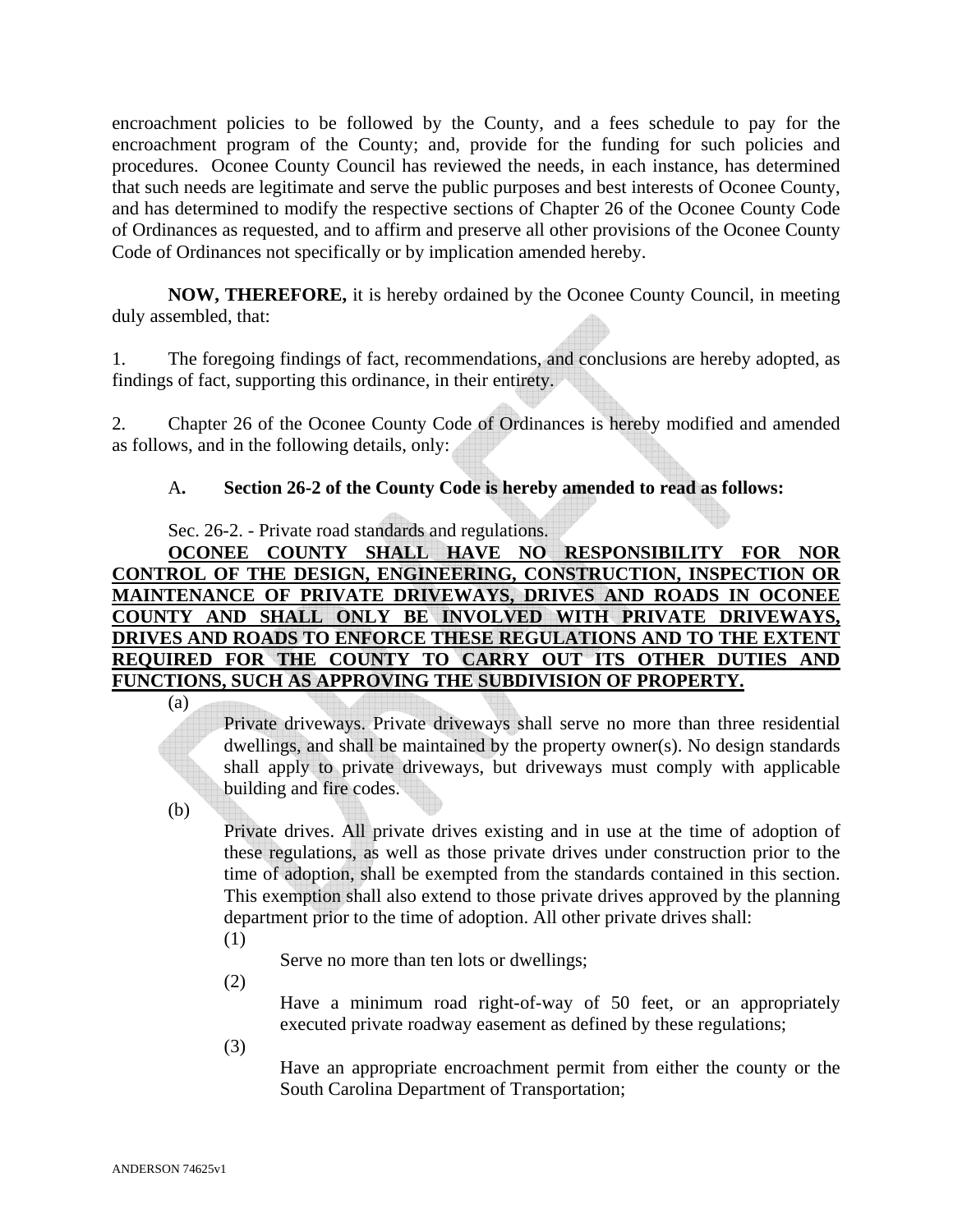encroachment policies to be followed by the County, and a fees schedule to pay for the encroachment program of the County; and, provide for the funding for such policies and procedures. Oconee County Council has reviewed the needs, in each instance, has determined that such needs are legitimate and serve the public purposes and best interests of Oconee County, and has determined to modify the respective sections of Chapter 26 of the Oconee County Code of Ordinances as requested, and to affirm and preserve all other provisions of the Oconee County Code of Ordinances not specifically or by implication amended hereby.

**NOW, THEREFORE,** it is hereby ordained by the Oconee County Council, in meeting duly assembled, that:

1. The foregoing findings of fact, recommendations, and conclusions are hereby adopted, as findings of fact, supporting this ordinance, in their entirety.

2. Chapter 26 of the Oconee County Code of Ordinances is hereby modified and amended as follows, and in the following details, only:

A**. Section 26-2 of the County Code is hereby amended to read as follows:**

Sec. 26-2. - Private road standards and regulations.

<u>**OCONEE COUNTY SHALL HAVE NO RESPONSIBILITY FOR NOR CONTROL OF THE DESIGN, ENGINEERING, CONSTRUCTION, INSPECTION OR MAINTENANCE OF PRIVATE DRIVEWAYS, DRIVES AND ROADS IN OCONEE COUNTY AND SHALL ONLY BE INVOLVED WITH PRIVATE DRIVEWAYS, DRIVES AND ROADS TO ENFORCE THESE REGULATIONS AND TO THE EXTENT REQUIRED FOR THE COUNTY TO CARRY OUT ITS OTHER DUTIES AND FUNCTIONS, SUCH AS APPROVING THE SUBDIVISION OF PROPERTY.**</u>

(a) Private driveways. Private driveways shall serve no more than three residential dwellings, and shall be maintained by the property owner(s). No design standards shall apply to private driveways, but driveways must comply with applicable building and fire codes.

(b) Private drives. All private drives existing and in use at the time of adoption of these regulations, as well as those private drives under construction prior to the time of adoption, shall be exempted from the standards contained in this section. This exemption shall also extend to those private drives approved by the planning department prior to the time of adoption. All other private drives shall:

(1) Serve no more than ten lots or dwellings;

(2) Have a minimum road right-of-way of 50 feet, or an appropriately executed private roadway easement as defined by these regulations;

(3) Have an appropriate encroachment permit from either the county or the South Carolina Department of Transportation;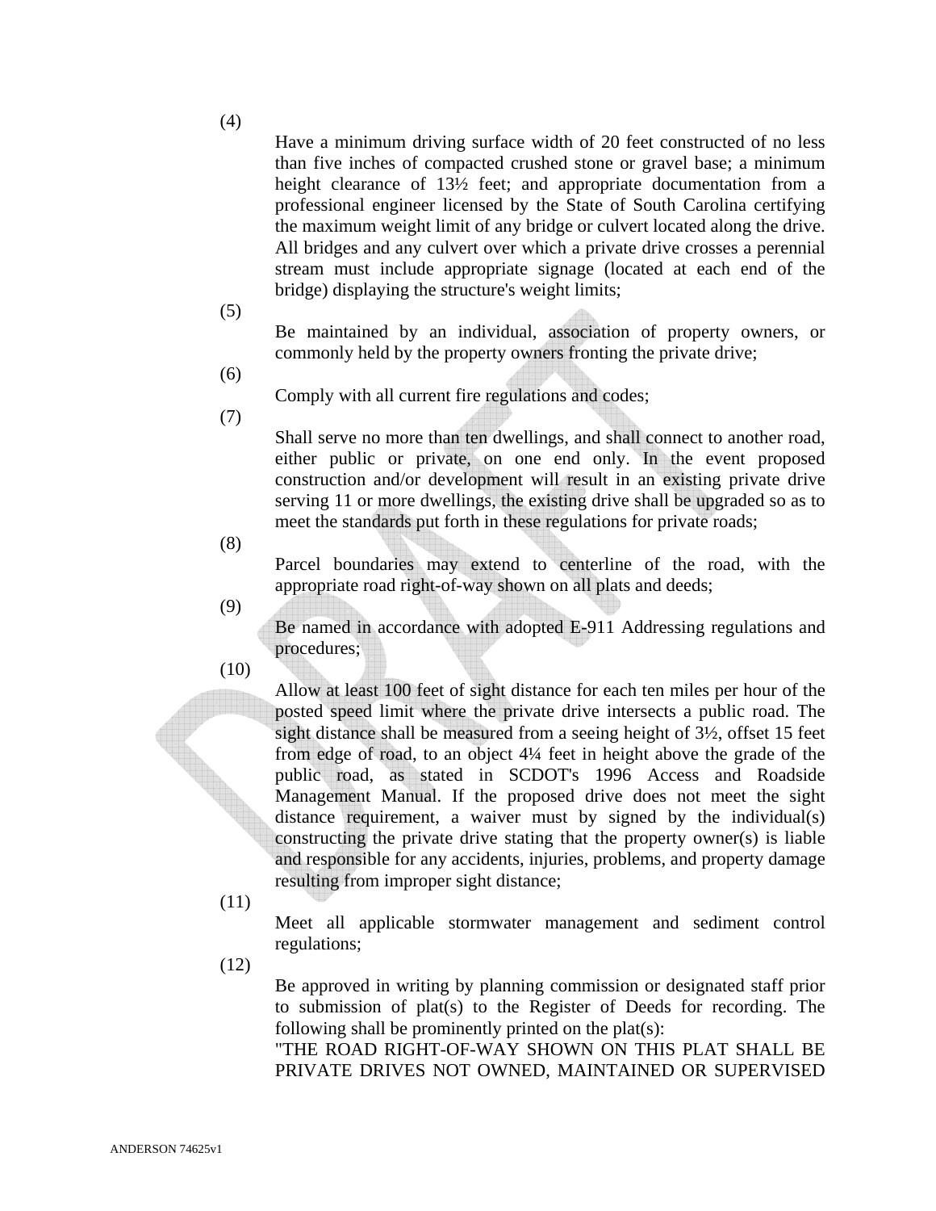(4)

Have a minimum driving surface width of 20 feet constructed of no less than five inches of compacted crushed stone or gravel base; a minimum height clearance of 13½ feet; and appropriate documentation from a professional engineer licensed by the State of South Carolina certifying the maximum weight limit of any bridge or culvert located along the drive. All bridges and any culvert over which a private drive crosses a perennial stream must include appropriate signage (located at each end of the bridge) displaying the structure's weight limits;

(5)

Be maintained by an individual, association of property owners, or commonly held by the property owners fronting the private drive;

(6)

Comply with all current fire regulations and codes;

(7)

Shall serve no more than ten dwellings, and shall connect to another road, either public or private, on one end only. In the event proposed construction and/or development will result in an existing private drive serving 11 or more dwellings, the existing drive shall be upgraded so as to meet the standards put forth in these regulations for private roads;

(8)

Parcel boundaries may extend to centerline of the road, with the appropriate road right-of-way shown on all plats and deeds;

(9)

Be named in accordance with adopted E-911 Addressing regulations and procedures;

(10)

Allow at least 100 feet of sight distance for each ten miles per hour of the posted speed limit where the private drive intersects a public road. The sight distance shall be measured from a seeing height of 3½, offset 15 feet from edge of road, to an object 4¼ feet in height above the grade of the public road, as stated in SCDOT's 1996 Access and Roadside Management Manual. If the proposed drive does not meet the sight distance requirement, a waiver must by signed by the individual(s) constructing the private drive stating that the property owner(s) is liable and responsible for any accidents, injuries, problems, and property damage resulting from improper sight distance;

(11)

Meet all applicable stormwater management and sediment control regulations;

(12)

Be approved in writing by planning commission or designated staff prior to submission of plat(s) to the Register of Deeds for recording. The following shall be prominently printed on the plat(s):

"THE ROAD RIGHT-OF-WAY SHOWN ON THIS PLAT SHALL BE PRIVATE DRIVES NOT OWNED, MAINTAINED OR SUPERVISED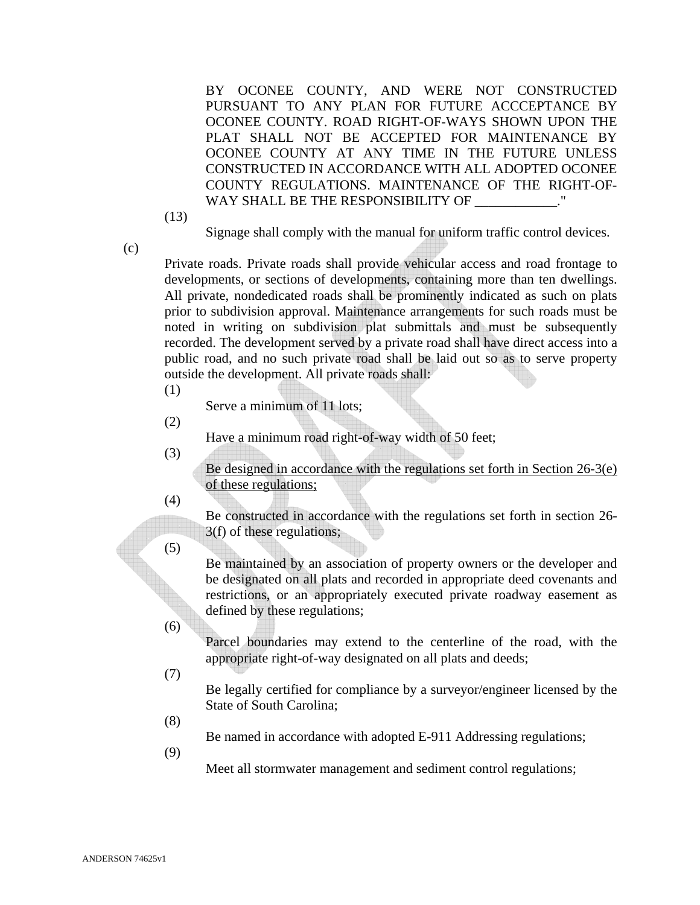BY OCONEE COUNTY, AND WERE NOT CONSTRUCTED PURSUANT TO ANY PLAN FOR FUTURE ACCCEPTANCE BY OCONEE COUNTY. ROAD RIGHT-OF-WAYS SHOWN UPON THE PLAT SHALL NOT BE ACCEPTED FOR MAINTENANCE BY OCONEE COUNTY AT ANY TIME IN THE FUTURE UNLESS CONSTRUCTED IN ACCORDANCE WITH ALL ADOPTED OCONEE COUNTY REGULATIONS. MAINTENANCE OF THE RIGHT-OF-WAY SHALL BE THE RESPONSIBILITY OF ____________."

(13) Signage shall comply with the manual for uniform traffic control devices.

(c) Private roads. Private roads shall provide vehicular access and road frontage to developments, or sections of developments, containing more than ten dwellings. All private, nondedicated roads shall be prominently indicated as such on plats prior to subdivision approval. Maintenance arrangements for such roads must be noted in writing on subdivision plat submittals and must be subsequently recorded. The development served by a private road shall have direct access into a public road, and no such private road shall be laid out so as to serve property outside the development. All private roads shall:

(1) Serve a minimum of 11 lots;

(2) Have a minimum road right-of-way width of 50 feet;

(3) <u>Be designed in accordance with the regulations set forth in Section 26-3(e) of these regulations;</u>

(4) Be constructed in accordance with the regulations set forth in section 26-3(f) of these regulations;

(5) Be maintained by an association of property owners or the developer and be designated on all plats and recorded in appropriate deed covenants and restrictions, or an appropriately executed private roadway easement as defined by these regulations;

(6) Parcel boundaries may extend to the centerline of the road, with the appropriate right-of-way designated on all plats and deeds;

(7) Be legally certified for compliance by a surveyor/engineer licensed by the State of South Carolina;

(8) Be named in accordance with adopted E-911 Addressing regulations;

(9) Meet all stormwater management and sediment control regulations;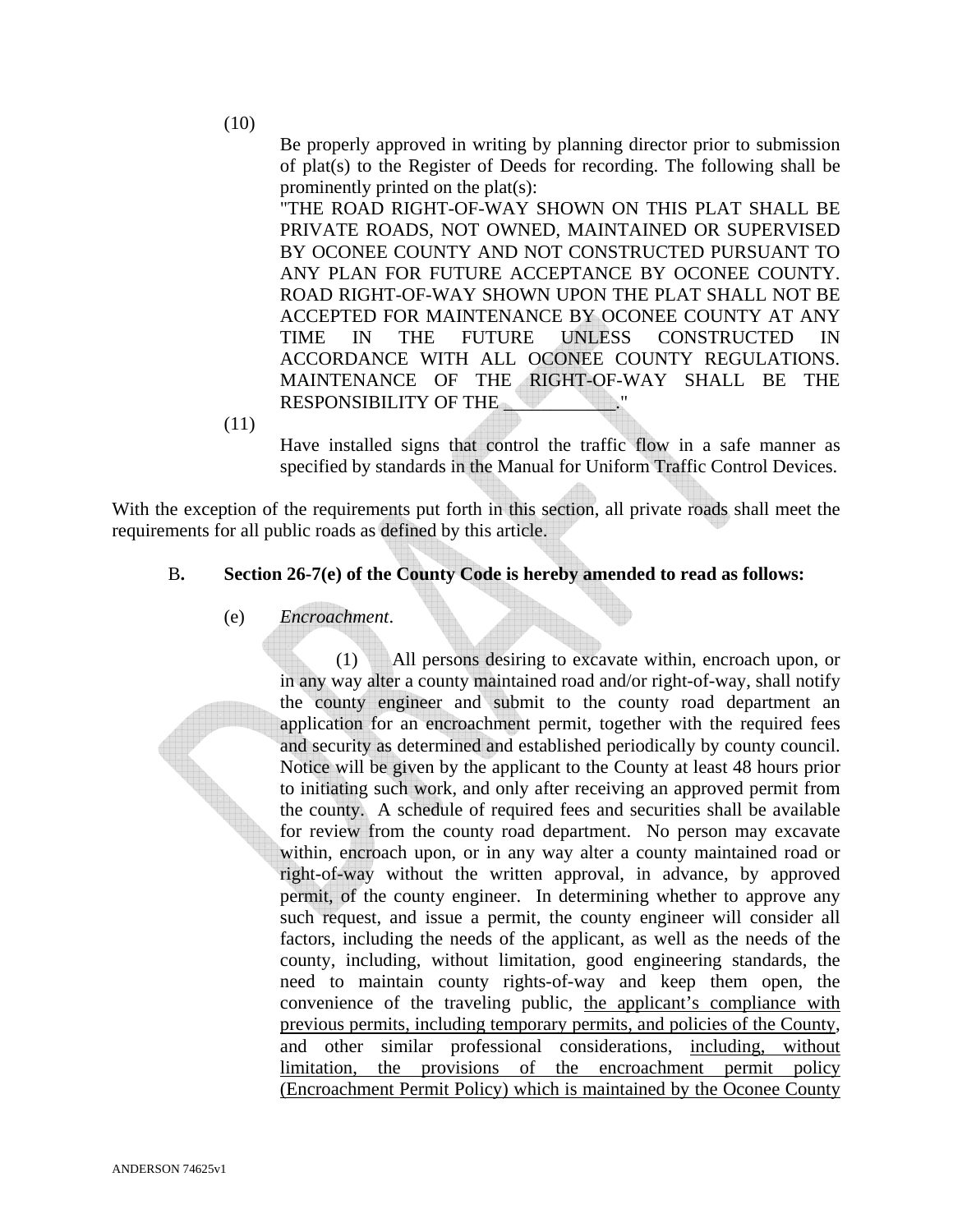(10)

Be properly approved in writing by planning director prior to submission of plat(s) to the Register of Deeds for recording. The following shall be prominently printed on the plat(s):

"THE ROAD RIGHT-OF-WAY SHOWN ON THIS PLAT SHALL BE PRIVATE ROADS, NOT OWNED, MAINTAINED OR SUPERVISED BY OCONEE COUNTY AND NOT CONSTRUCTED PURSUANT TO ANY PLAN FOR FUTURE ACCEPTANCE BY OCONEE COUNTY. ROAD RIGHT-OF-WAY SHOWN UPON THE PLAT SHALL NOT BE ACCEPTED FOR MAINTENANCE BY OCONEE COUNTY AT ANY TIME IN THE FUTURE UNLESS CONSTRUCTED IN ACCORDANCE WITH ALL OCONEE COUNTY REGULATIONS. MAINTENANCE OF THE RIGHT-OF-WAY SHALL BE THE RESPONSIBILITY OF THE ____________."

(11)

Have installed signs that control the traffic flow in a safe manner as specified by standards in the Manual for Uniform Traffic Control Devices.

With the exception of the requirements put forth in this section, all private roads shall meet the requirements for all public roads as defined by this article.

**B. Section 26-7(e) of the County Code is hereby amended to read as follows:**

(e) *Encroachment*.

(1) All persons desiring to excavate within, encroach upon, or in any way alter a county maintained road and/or right-of-way, shall notify the county engineer and submit to the county road department an application for an encroachment permit, together with the required fees and security as determined and established periodically by county council. Notice will be given by the applicant to the County at least 48 hours prior to initiating such work, and only after receiving an approved permit from the county. A schedule of required fees and securities shall be available for review from the county road department. No person may excavate within, encroach upon, or in any way alter a county maintained road or right-of-way without the written approval, in advance, by approved permit, of the county engineer. In determining whether to approve any such request, and issue a permit, the county engineer will consider all factors, including the needs of the applicant, as well as the needs of the county, including, without limitation, good engineering standards, the need to maintain county rights-of-way and keep them open, the convenience of the traveling public, <u>the applicant's compliance with previous permits, including temporary permits, and policies of the County</u>, and other similar professional considerations, <u>including, without limitation, the provisions of the encroachment permit policy (Encroachment Permit Policy) which is maintained by the Oconee County</u>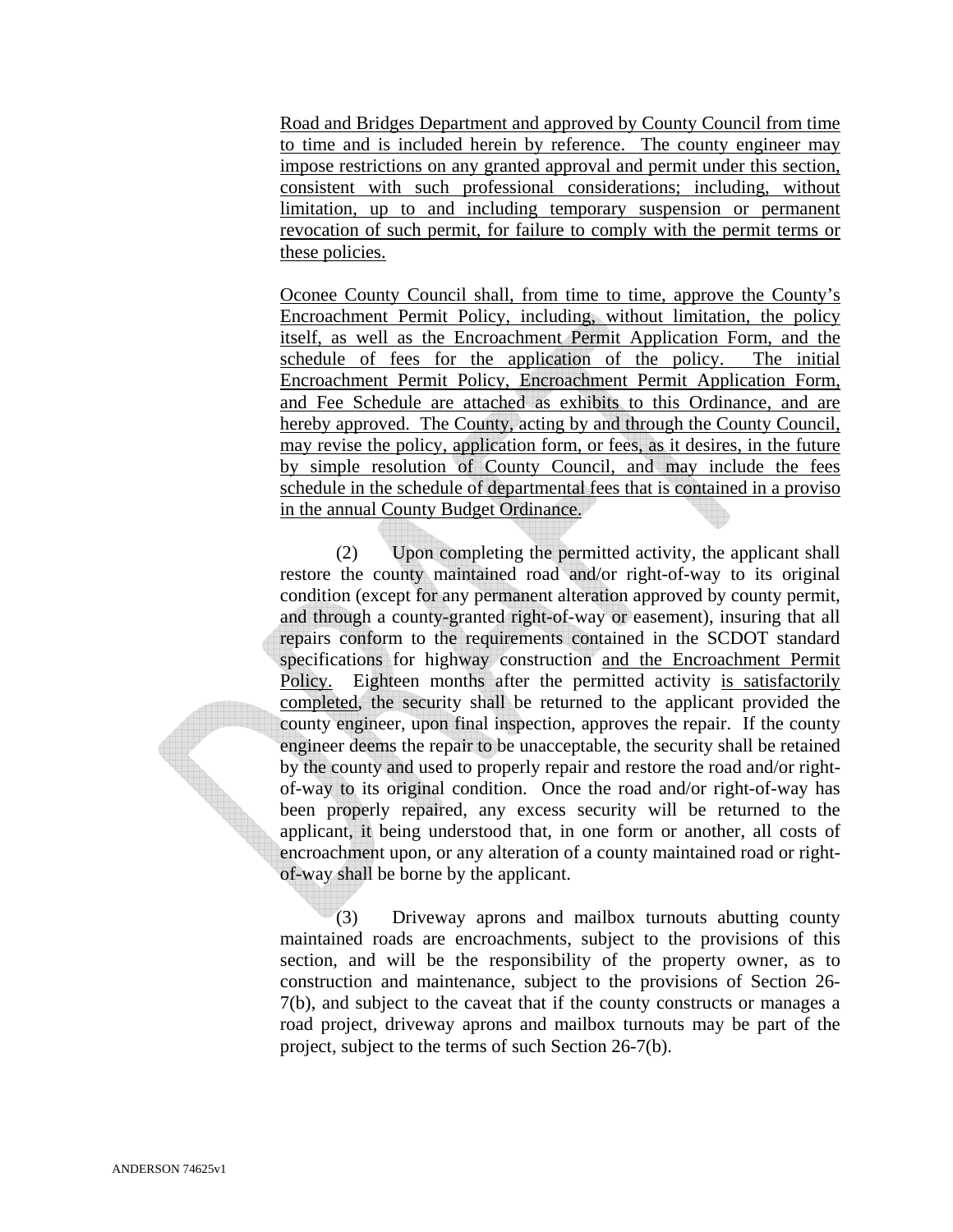Road and Bridges Department and approved by County Council from time to time and is included herein by reference. The county engineer may impose restrictions on any granted approval and permit under this section, consistent with such professional considerations; including, without limitation, up to and including temporary suspension or permanent revocation of such permit, for failure to comply with the permit terms or these policies.

Oconee County Council shall, from time to time, approve the County's Encroachment Permit Policy, including, without limitation, the policy itself, as well as the Encroachment Permit Application Form, and the schedule of fees for the application of the policy. The initial Encroachment Permit Policy, Encroachment Permit Application Form, and Fee Schedule are attached as exhibits to this Ordinance, and are hereby approved. The County, acting by and through the County Council, may revise the policy, application form, or fees, as it desires, in the future by simple resolution of County Council, and may include the fees schedule in the schedule of departmental fees that is contained in a proviso in the annual County Budget Ordinance.

(2) Upon completing the permitted activity, the applicant shall restore the county maintained road and/or right-of-way to its original condition (except for any permanent alteration approved by county permit, and through a county-granted right-of-way or easement), insuring that all repairs conform to the requirements contained in the SCDOT standard specifications for highway construction and the Encroachment Permit Policy. Eighteen months after the permitted activity is satisfactorily completed, the security shall be returned to the applicant provided the county engineer, upon final inspection, approves the repair. If the county engineer deems the repair to be unacceptable, the security shall be retained by the county and used to properly repair and restore the road and/or right-of-way to its original condition. Once the road and/or right-of-way has been properly repaired, any excess security will be returned to the applicant, it being understood that, in one form or another, all costs of encroachment upon, or any alteration of a county maintained road or right-of-way shall be borne by the applicant.

(3) Driveway aprons and mailbox turnouts abutting county maintained roads are encroachments, subject to the provisions of this section, and will be the responsibility of the property owner, as to construction and maintenance, subject to the provisions of Section 26-7(b), and subject to the caveat that if the county constructs or manages a road project, driveway aprons and mailbox turnouts may be part of the project, subject to the terms of such Section 26-7(b).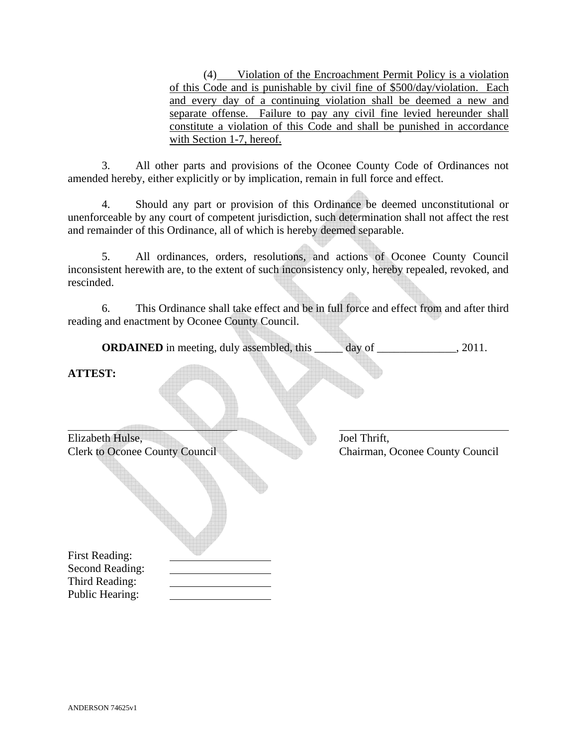(4) Violation of the Encroachment Permit Policy is a violation of this Code and is punishable by civil fine of $500/day/violation. Each and every day of a continuing violation shall be deemed a new and separate offense. Failure to pay any civil fine levied hereunder shall constitute a violation of this Code and shall be punished in accordance with Section 1-7, hereof.

3. All other parts and provisions of the Oconee County Code of Ordinances not amended hereby, either explicitly or by implication, remain in full force and effect.

4. Should any part or provision of this Ordinance be deemed unconstitutional or unenforceable by any court of competent jurisdiction, such determination shall not affect the rest and remainder of this Ordinance, all of which is hereby deemed separable.

5. All ordinances, orders, resolutions, and actions of Oconee County Council inconsistent herewith are, to the extent of such inconsistency only, hereby repealed, revoked, and rescinded.

6. This Ordinance shall take effect and be in full force and effect from and after third reading and enactment by Oconee County Council.

**ORDAINED** in meeting, duly assembled, this _____ day of ______________, 2011.

**ATTEST:**

______________________________
Elizabeth Hulse,
Clerk to Oconee County Council

______________________________
Joel Thrift,
Chairman, Oconee County Council

First Reading: ____________
Second Reading: ____________
Third Reading: ____________
Public Hearing: ____________

ANDERSON 74625v1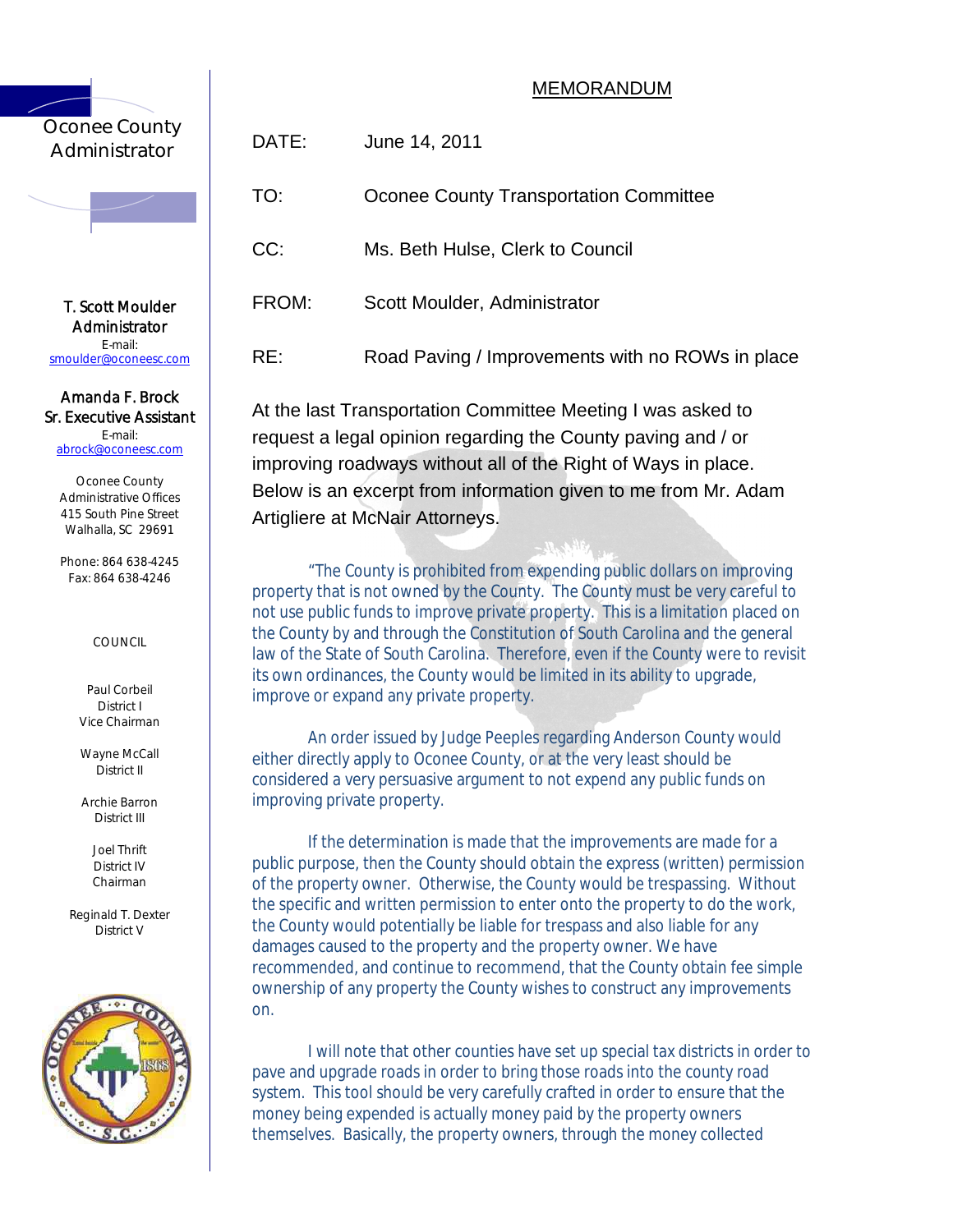Oconee County Administrator

T. Scott Moulder
Administrator
E-mail:
smoulder@oconeesc.com

Amanda F. Brock
Sr. Executive Assistant
E-mail:
abrock@oconeesc.com

Oconee County
Administrative Offices
415 South Pine Street
Walhalla, SC 29691

Phone: 864 638-4245
Fax: 864 638-4246

COUNCIL

Paul Corbeil
District I
Vice Chairman

Wayne McCall
District II

Archie Barron
District III

Joel Thrift
District IV
Chairman

Reginald T. Dexter
District V

# MEMORANDUM

DATE: June 14, 2011

TO: Oconee County Transportation Committee

CC: Ms. Beth Hulse, Clerk to Council

FROM: Scott Moulder, Administrator

RE: Road Paving / Improvements with no ROWs in place

At the last Transportation Committee Meeting I was asked to request a legal opinion regarding the County paving and / or improving roadways without all of the Right of Ways in place. Below is an excerpt from information given to me from Mr. Adam Artigliere at McNair Attorneys.

"The County is prohibited from expending public dollars on improving property that is not owned by the County. The County must be very careful to not use public funds to improve private property. This is a limitation placed on the County by and through the Constitution of South Carolina and the general law of the State of South Carolina. Therefore, even if the County were to revisit its own ordinances, the County would be limited in its ability to upgrade, improve or expand any private property.

An order issued by Judge Peeples regarding Anderson County would either directly apply to Oconee County, or at the very least should be considered a very persuasive argument to not expend any public funds on improving private property.

If the determination is made that the improvements are made for a public purpose, then the County should obtain the express (written) permission of the property owner. Otherwise, the County would be trespassing. Without the specific and written permission to enter onto the property to do the work, the County would potentially be liable for trespass and also liable for any damages caused to the property and the property owner. We have recommended, and continue to recommend, that the County obtain fee simple ownership of any property the County wishes to construct any improvements on.

I will note that other counties have set up special tax districts in order to pave and upgrade roads in order to bring those roads into the county road system. This tool should be very carefully crafted in order to ensure that the money being expended is actually money paid by the property owners themselves. Basically, the property owners, through the money collected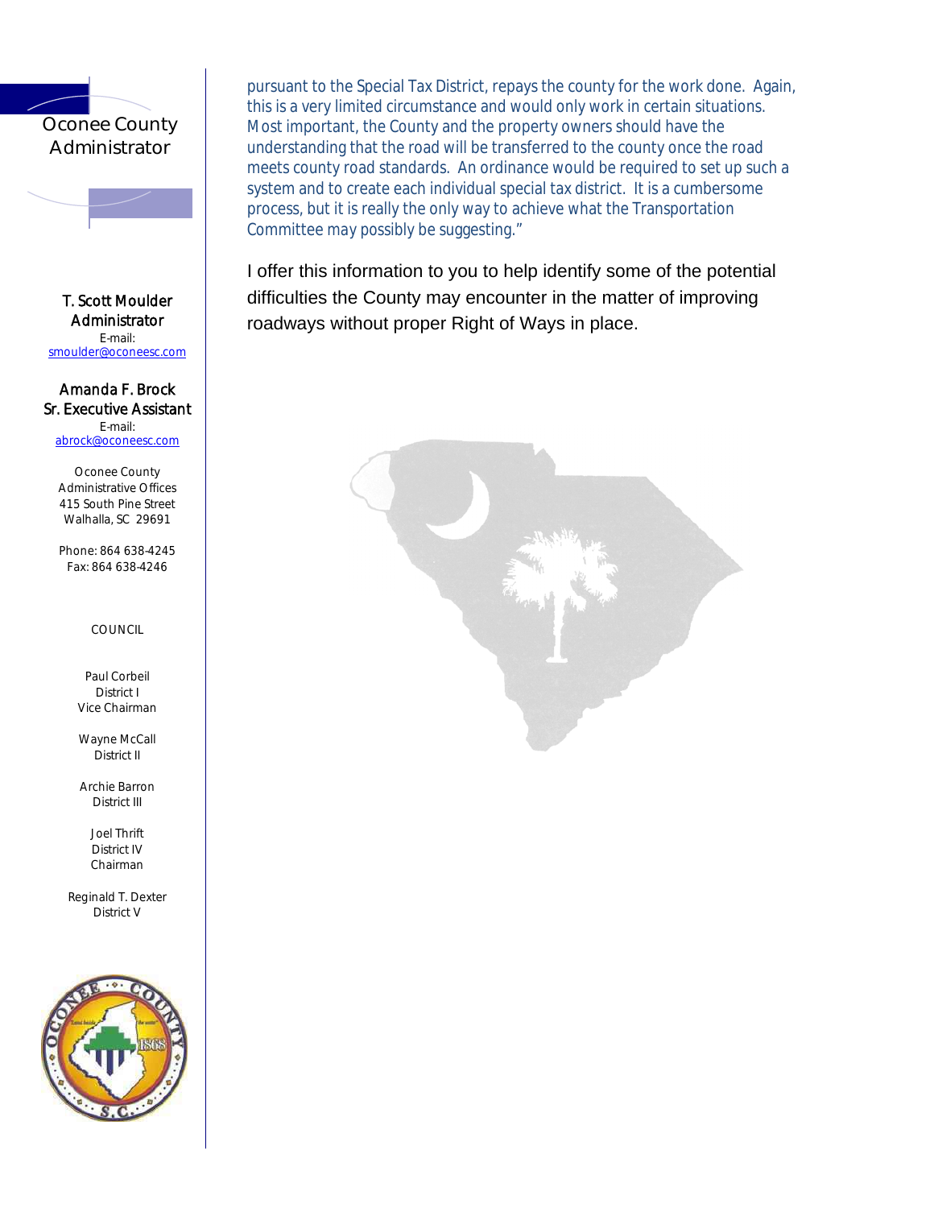Oconee County Administrator

T. Scott Moulder
Administrator
E-mail:
smoulder@oconeesc.com

Amanda F. Brock
Sr. Executive Assistant
E-mail:
abrock@oconeesc.com

Oconee County
Administrative Offices
415 South Pine Street
Walhalla, SC 29691

Phone: 864 638-4245
Fax: 864 638-4246

COUNCIL

Paul Corbeil
District I
Vice Chairman

Wayne McCall
District II

Archie Barron
District III

Joel Thrift
District IV
Chairman

Reginald T. Dexter
District V

*pursuant to the Special Tax District, repays the county for the work done. Again, this is a very limited circumstance and would only work in certain situations. Most important, the County and the property owners should have the understanding that the road will be transferred to the county once the road meets county road standards. An ordinance would be required to set up such a system and to create each individual special tax district. It is a cumbersome process, but it is really the only way to achieve what the Transportation Committee may possibly be suggesting."*

I offer this information to you to help identify some of the potential difficulties the County may encounter in the matter of improving roadways without proper Right of Ways in place.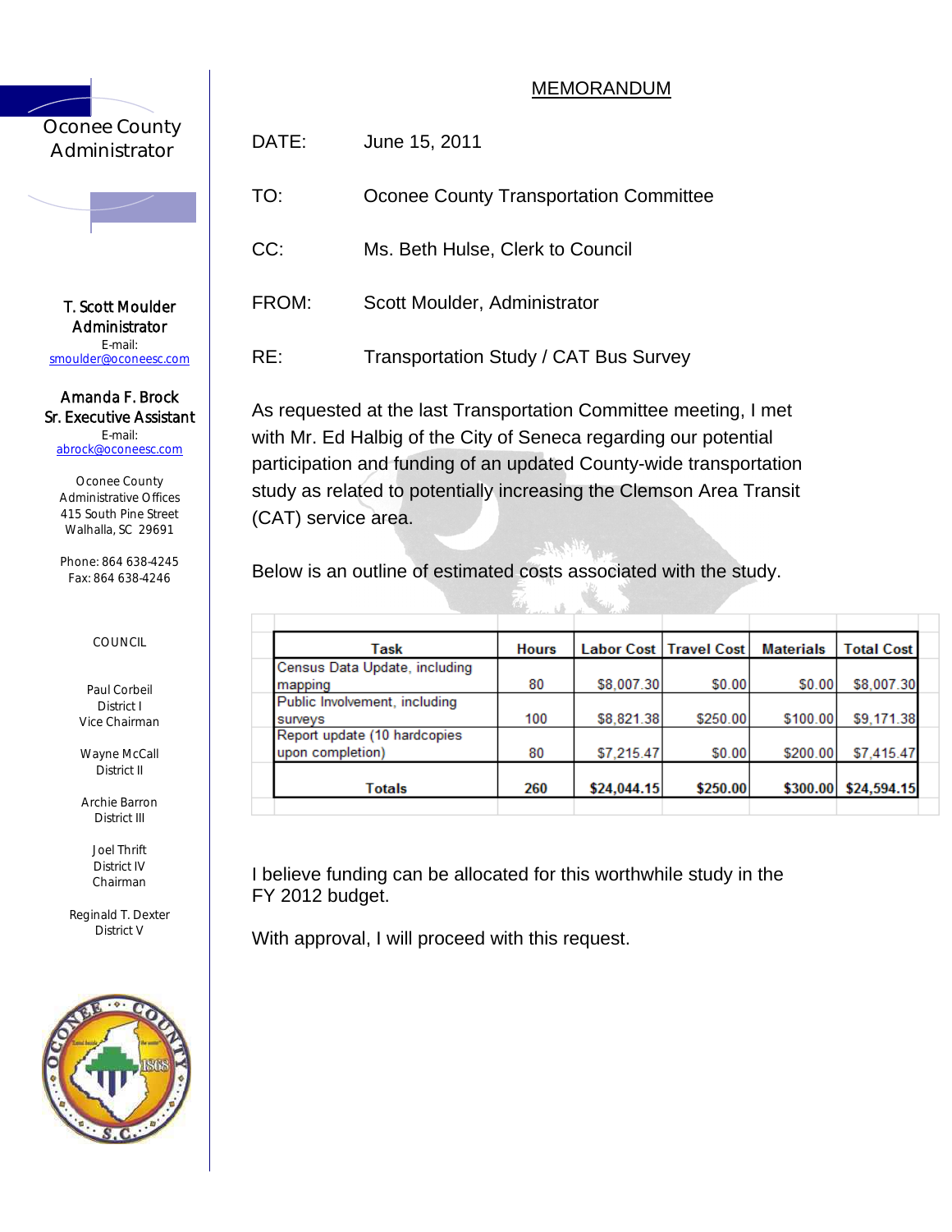Oconee County Administrator

T. Scott Moulder
Administrator
E-mail:
smoulder@oconeesc.com

Amanda F. Brock
Sr. Executive Assistant
E-mail:
abrock@oconeesc.com

Oconee County
Administrative Offices
415 South Pine Street
Walhalla, SC 29691

Phone: 864 638-4245
Fax: 864 638-4246

COUNCIL

Paul Corbeil
District I
Vice Chairman

Wayne McCall
District II

Archie Barron
District III

Joel Thrift
District IV
Chairman

Reginald T. Dexter
District V

# MEMORANDUM

DATE: June 15, 2011

TO: Oconee County Transportation Committee

CC: Ms. Beth Hulse, Clerk to Council

FROM: Scott Moulder, Administrator

RE: Transportation Study / CAT Bus Survey

As requested at the last Transportation Committee meeting, I met with Mr. Ed Halbig of the City of Seneca regarding our potential participation and funding of an updated County-wide transportation study as related to potentially increasing the Clemson Area Transit (CAT) service area.

Below is an outline of estimated costs associated with the study.

| Task | Hours | Labor Cost | Travel Cost | Materials | Total Cost |
|---|---|---|---|---|---|
| Census Data Update, including mapping | 80 | $8,007.30 | $0.00 | $0.00 | $8,007.30 |
| Public Involvement, including surveys | 100 | $8,821.38 | $250.00 | $100.00 | $9,171.38 |
| Report update (10 hardcopies upon completion) | 80 | $7,215.47 | $0.00 | $200.00 | $7,415.47 |
| **Totals** | **260** | **$24,044.15** | **$250.00** | **$300.00** | **$24,594.15** |

I believe funding can be allocated for this worthwhile study in the FY 2012 budget.

With approval, I will proceed with this request.